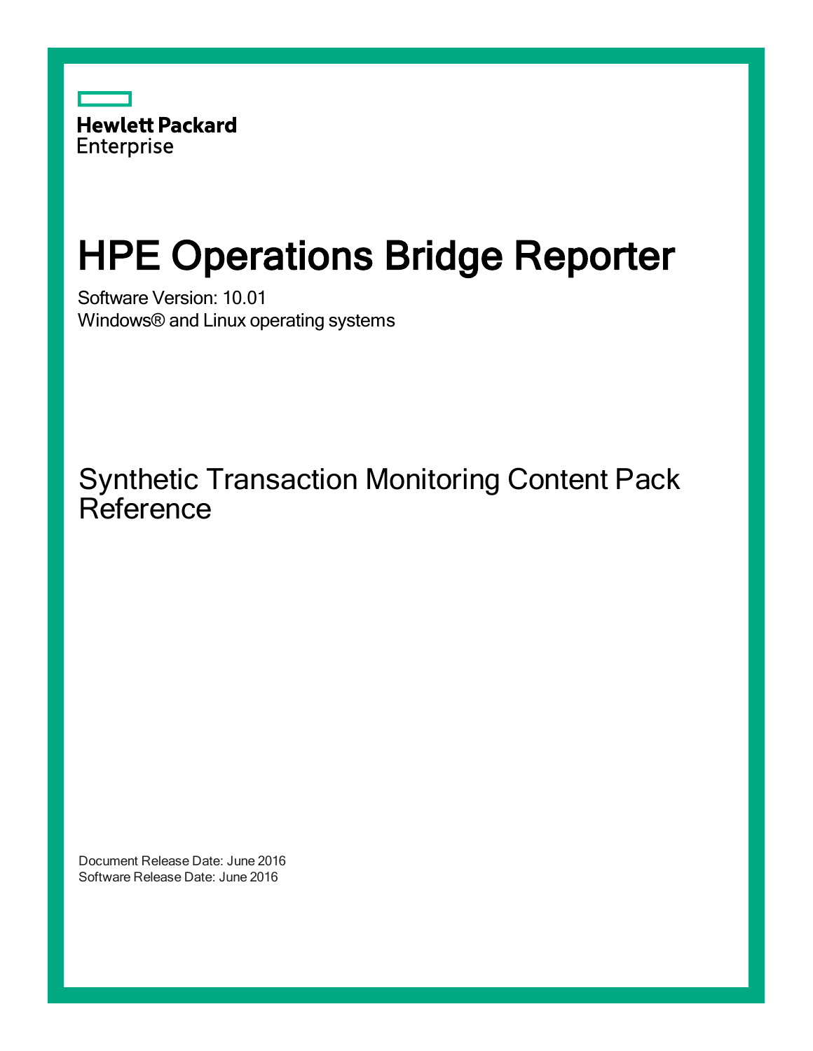Hewlett Packard Enterprise

# HPE Operations Bridge Reporter

Software Version: 10.01

Windows® and Linux operating systems

## Synthetic Transaction Monitoring Content Pack Reference

Document Release Date: June 2016

Software Release Date: June 2016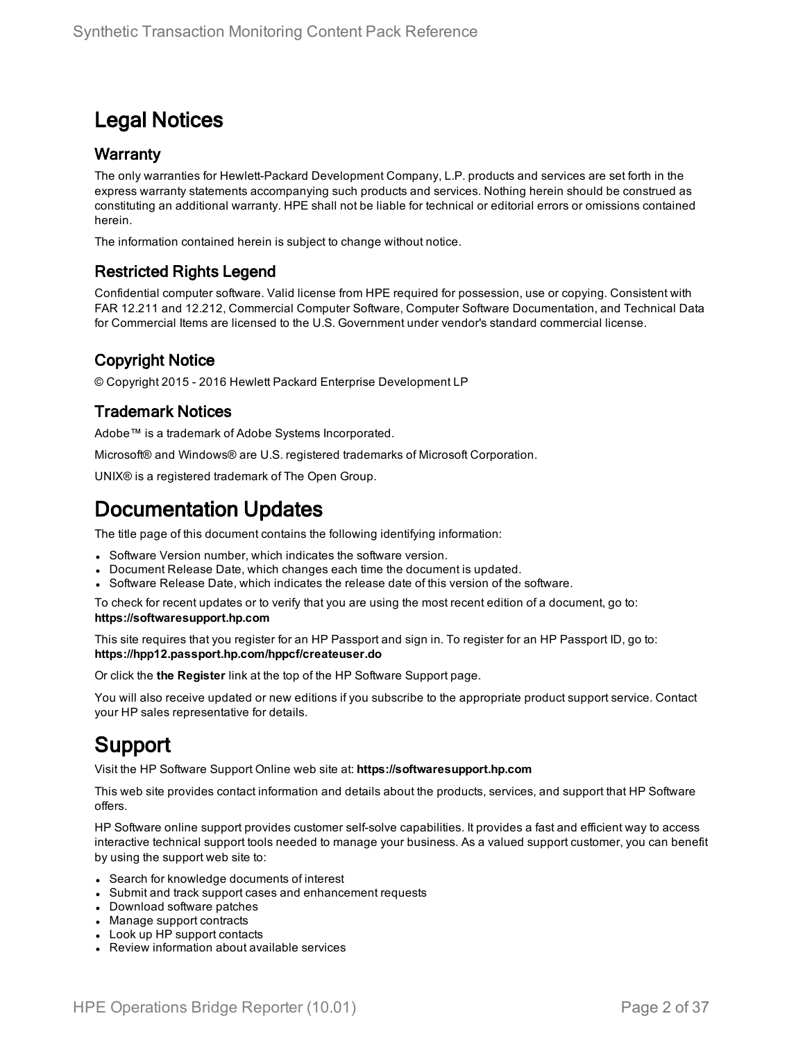# Legal Notices

## Warranty

The only warranties for Hewlett-Packard Development Company, L.P. products and services are set forth in the express warranty statements accompanying such products and services. Nothing herein should be construed as constituting an additional warranty. HPE shall not be liable for technical or editorial errors or omissions contained herein.

The information contained herein is subject to change without notice.

## Restricted Rights Legend

Confidential computer software. Valid license from HPE required for possession, use or copying. Consistent with FAR 12.211 and 12.212, Commercial Computer Software, Computer Software Documentation, and Technical Data for Commercial Items are licensed to the U.S. Government under vendor's standard commercial license.

## Copyright Notice

© Copyright 2015 - 2016 Hewlett Packard Enterprise Development LP

## Trademark Notices

Adobe™ is a trademark of Adobe Systems Incorporated.

Microsoft® and Windows® are U.S. registered trademarks of Microsoft Corporation.

UNIX® is a registered trademark of The Open Group.

# Documentation Updates

The title page of this document contains the following identifying information:

- Software Version number, which indicates the software version.
- Document Release Date, which changes each time the document is updated.
- Software Release Date, which indicates the release date of this version of the software.

To check for recent updates or to verify that you are using the most recent edition of a document, go to: **https://softwaresupport.hp.com**

This site requires that you register for an HP Passport and sign in. To register for an HP Passport ID, go to: **https://hpp12.passport.hp.com/hppcf/createuser.do**

Or click the **the Register** link at the top of the HP Software Support page.

You will also receive updated or new editions if you subscribe to the appropriate product support service. Contact your HP sales representative for details.

# Support

Visit the HP Software Support Online web site at: **https://softwaresupport.hp.com**

This web site provides contact information and details about the products, services, and support that HP Software offers.

HP Software online support provides customer self-solve capabilities. It provides a fast and efficient way to access interactive technical support tools needed to manage your business. As a valued support customer, you can benefit by using the support web site to:

- Search for knowledge documents of interest
- Submit and track support cases and enhancement requests
- Download software patches
- Manage support contracts
- Look up HP support contacts
- Review information about available services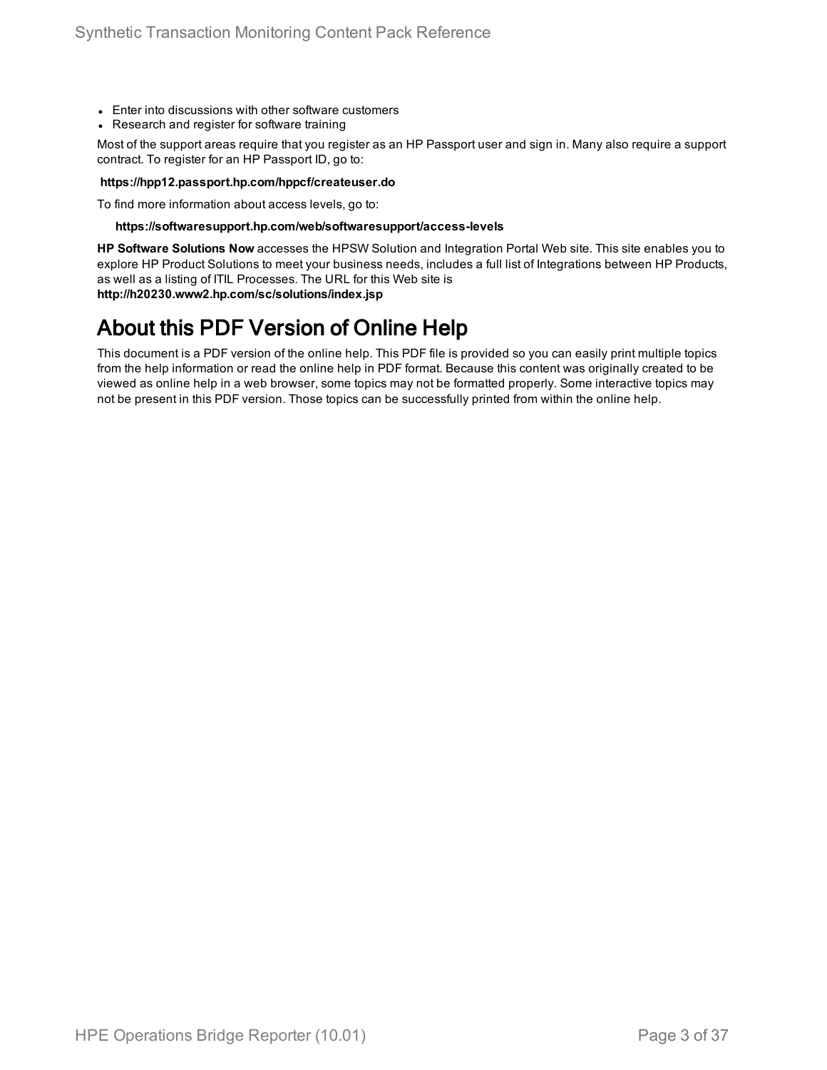- Enter into discussions with other software customers
- Research and register for software training

Most of the support areas require that you register as an HP Passport user and sign in. Many also require a support contract. To register for an HP Passport ID, go to:

**https://hpp12.passport.hp.com/hppcf/createuser.do**

To find more information about access levels, go to:

**https://softwaresupport.hp.com/web/softwaresupport/access-levels**

**HP Software Solutions Now** accesses the HPSW Solution and Integration Portal Web site. This site enables you to explore HP Product Solutions to meet your business needs, includes a full list of Integrations between HP Products, as well as a listing of ITIL Processes. The URL for this Web site is **http://h20230.www2.hp.com/sc/solutions/index.jsp**

# About this PDF Version of Online Help

This document is a PDF version of the online help. This PDF file is provided so you can easily print multiple topics from the help information or read the online help in PDF format. Because this content was originally created to be viewed as online help in a web browser, some topics may not be formatted properly. Some interactive topics may not be present in this PDF version. Those topics can be successfully printed from within the online help.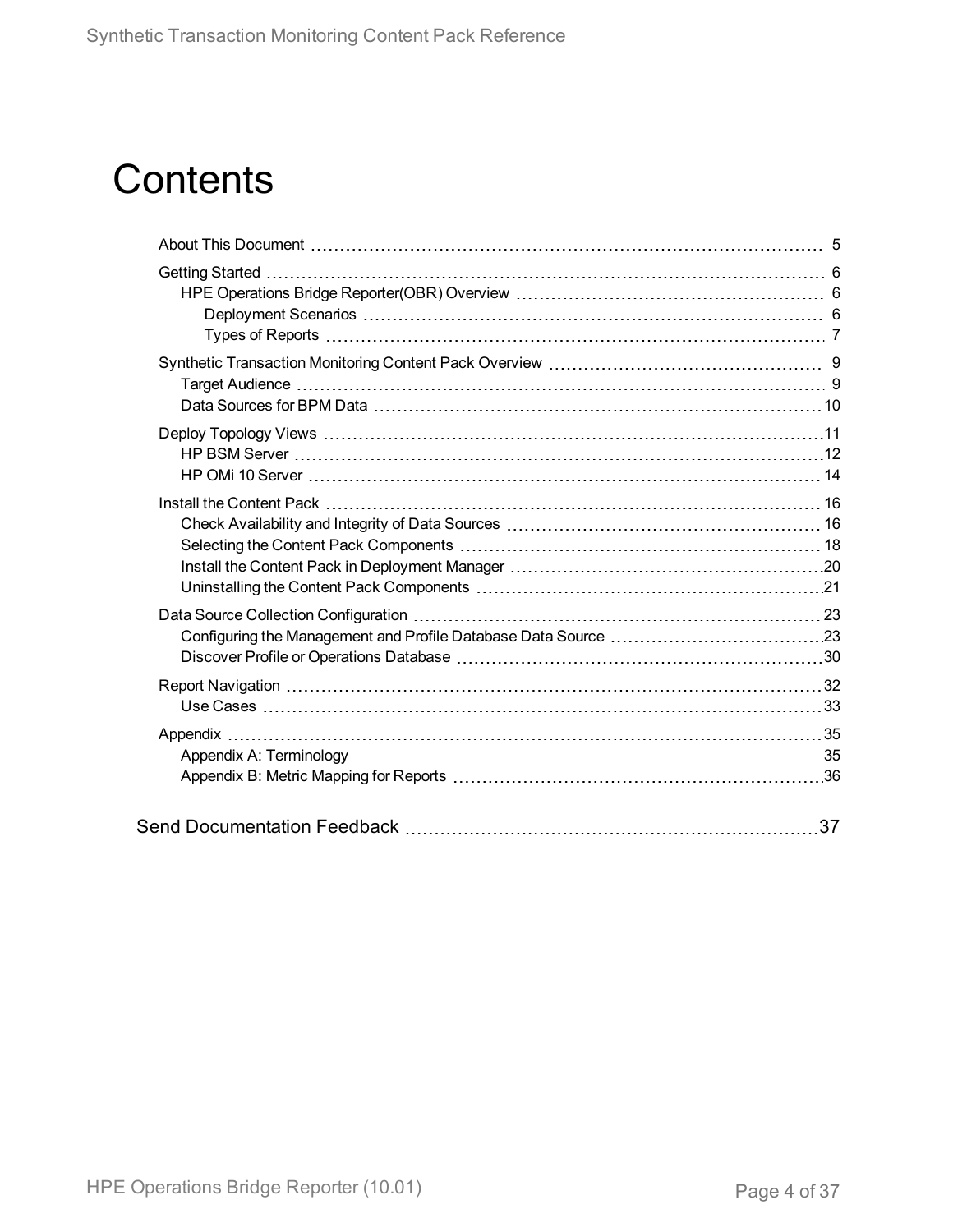# Contents

- About This Document ... 5
- Getting Started ... 6
  - HPE Operations Bridge Reporter(OBR) Overview ... 6
    - Deployment Scenarios ... 6
    - Types of Reports ... 7
- Synthetic Transaction Monitoring Content Pack Overview ... 9
  - Target Audience ... 9
  - Data Sources for BPM Data ... 10
- Deploy Topology Views ... 11
  - HP BSM Server ... 12
  - HP OMi 10 Server ... 14
- Install the Content Pack ... 16
  - Check Availability and Integrity of Data Sources ... 16
  - Selecting the Content Pack Components ... 18
  - Install the Content Pack in Deployment Manager ... 20
  - Uninstalling the Content Pack Components ... 21
- Data Source Collection Configuration ... 23
  - Configuring the Management and Profile Database Data Source ... 23
  - Discover Profile or Operations Database ... 30
- Report Navigation ... 32
  - Use Cases ... 33
- Appendix ... 35
  - Appendix A: Terminology ... 35
  - Appendix B: Metric Mapping for Reports ... 36

Send Documentation Feedback ... 37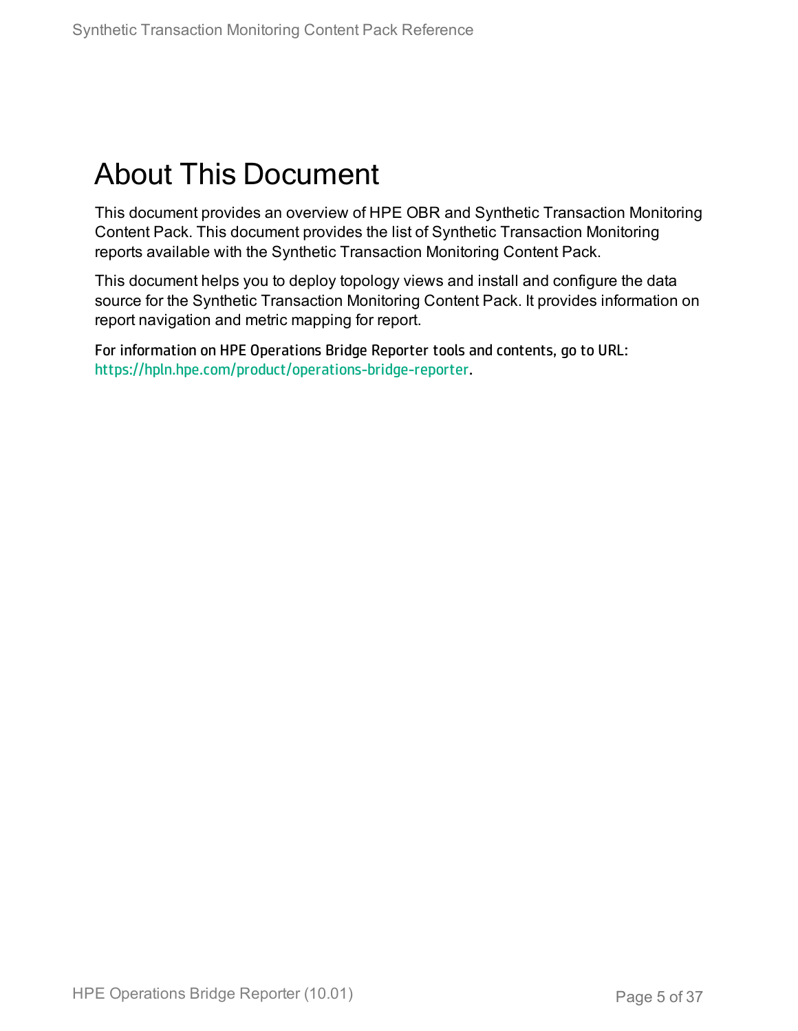# About This Document

This document provides an overview of HPE OBR and Synthetic Transaction Monitoring Content Pack. This document provides the list of Synthetic Transaction Monitoring reports available with the Synthetic Transaction Monitoring Content Pack.

This document helps you to deploy topology views and install and configure the data source for the Synthetic Transaction Monitoring Content Pack. It provides information on report navigation and metric mapping for report.

For information on HPE Operations Bridge Reporter tools and contents, go to URL: https://hpln.hpe.com/product/operations-bridge-reporter.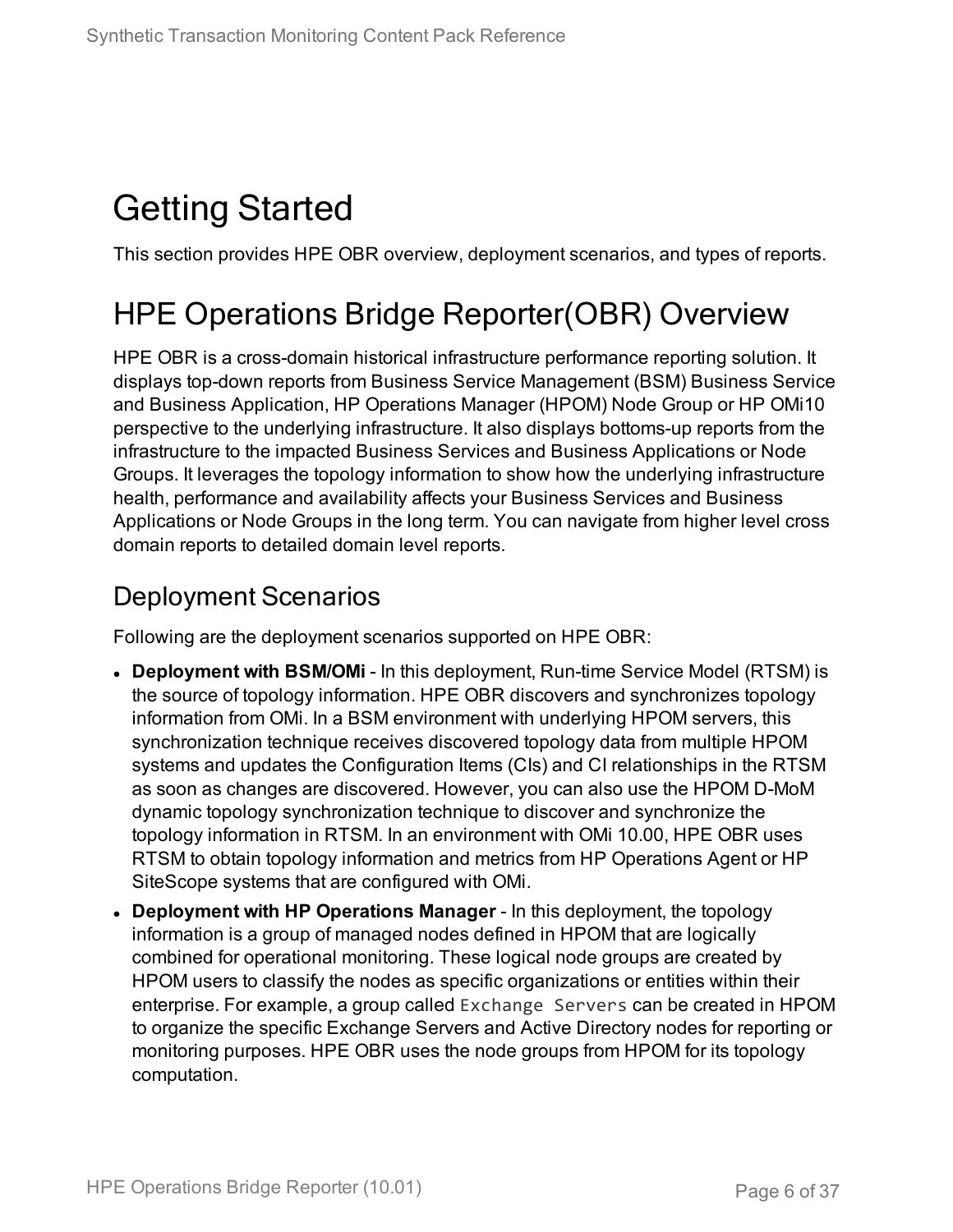# Getting Started

This section provides HPE OBR overview, deployment scenarios, and types of reports.

# HPE Operations Bridge Reporter(OBR) Overview

HPE OBR is a cross-domain historical infrastructure performance reporting solution. It displays top-down reports from Business Service Management (BSM) Business Service and Business Application, HP Operations Manager (HPOM) Node Group or HP OMi10 perspective to the underlying infrastructure. It also displays bottoms-up reports from the infrastructure to the impacted Business Services and Business Applications or Node Groups. It leverages the topology information to show how the underlying infrastructure health, performance and availability affects your Business Services and Business Applications or Node Groups in the long term. You can navigate from higher level cross domain reports to detailed domain level reports.

## Deployment Scenarios

Following are the deployment scenarios supported on HPE OBR:

- **Deployment with BSM/OMi** - In this deployment, Run-time Service Model (RTSM) is the source of topology information. HPE OBR discovers and synchronizes topology information from OMi. In a BSM environment with underlying HPOM servers, this synchronization technique receives discovered topology data from multiple HPOM systems and updates the Configuration Items (CIs) and CI relationships in the RTSM as soon as changes are discovered. However, you can also use the HPOM D-MoM dynamic topology synchronization technique to discover and synchronize the topology information in RTSM. In an environment with OMi 10.00, HPE OBR uses RTSM to obtain topology information and metrics from HP Operations Agent or HP SiteScope systems that are configured with OMi.
- **Deployment with HP Operations Manager** - In this deployment, the topology information is a group of managed nodes defined in HPOM that are logically combined for operational monitoring. These logical node groups are created by HPOM users to classify the nodes as specific organizations or entities within their enterprise. For example, a group called `Exchange Servers` can be created in HPOM to organize the specific Exchange Servers and Active Directory nodes for reporting or monitoring purposes. HPE OBR uses the node groups from HPOM for its topology computation.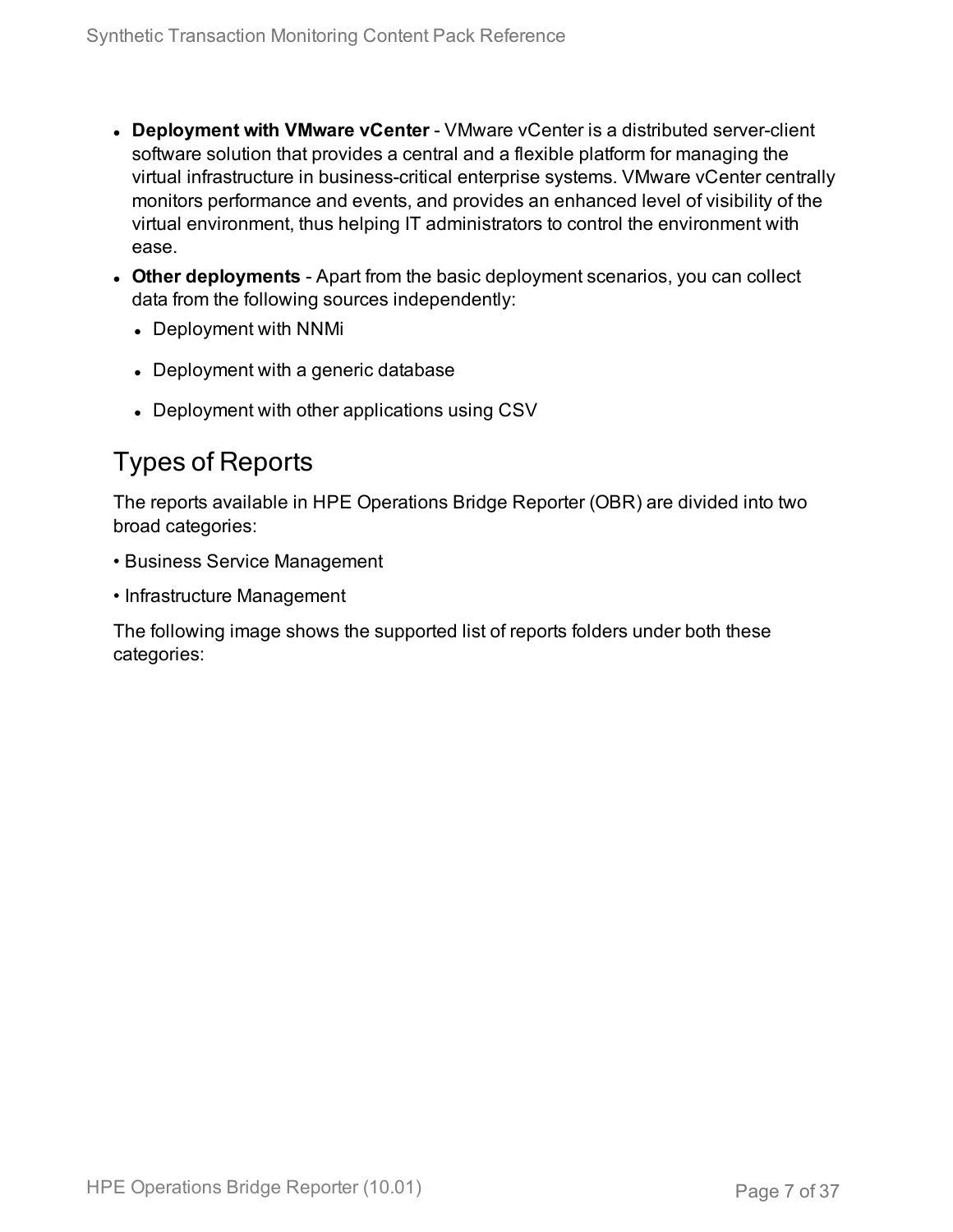- **Deployment with VMware vCenter** - VMware vCenter is a distributed server-client software solution that provides a central and a flexible platform for managing the virtual infrastructure in business-critical enterprise systems. VMware vCenter centrally monitors performance and events, and provides an enhanced level of visibility of the virtual environment, thus helping IT administrators to control the environment with ease.
- **Other deployments** - Apart from the basic deployment scenarios, you can collect data from the following sources independently:
  - Deployment with NNMi
  - Deployment with a generic database
  - Deployment with other applications using CSV

## Types of Reports

The reports available in HPE Operations Bridge Reporter (OBR) are divided into two broad categories:

• Business Service Management

• Infrastructure Management

The following image shows the supported list of reports folders under both these categories: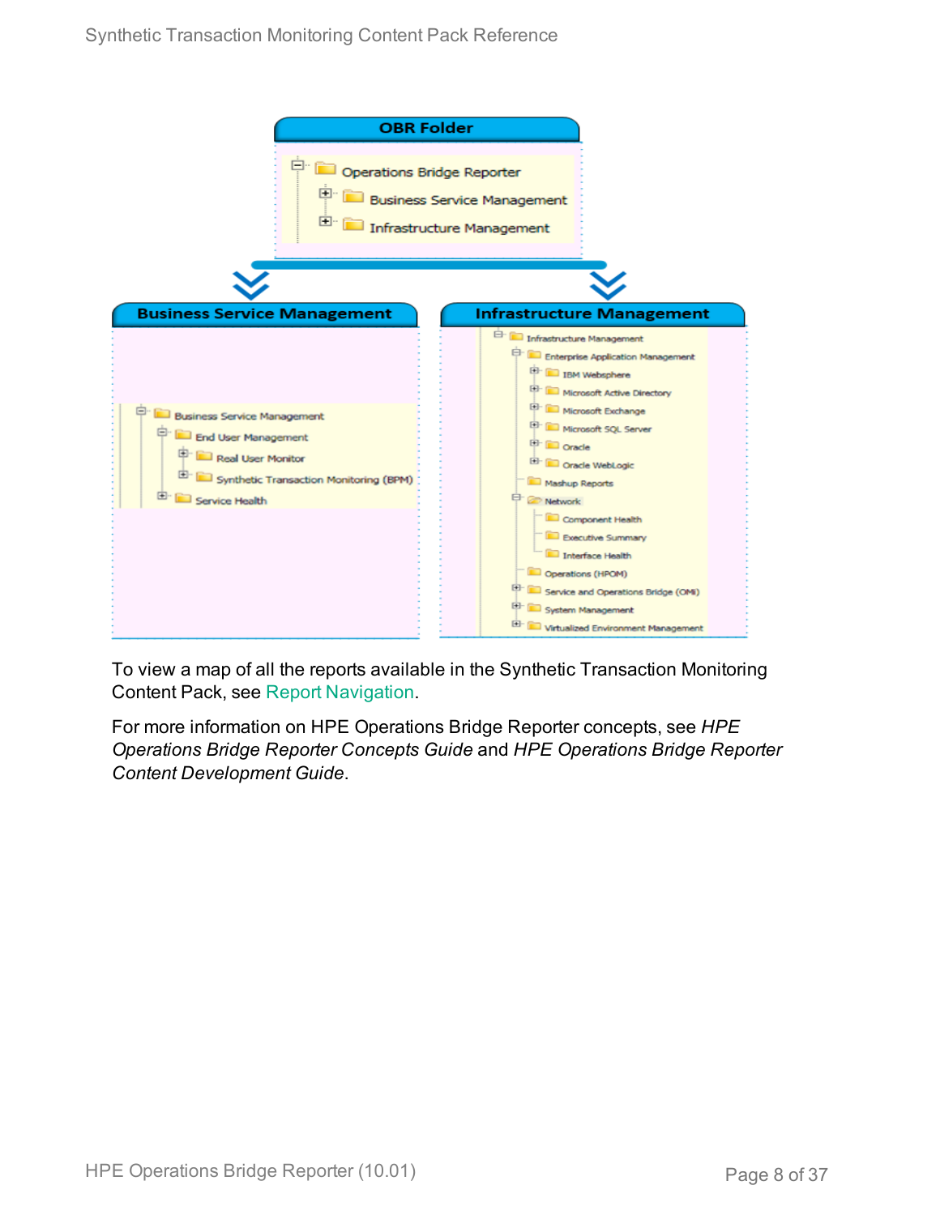OBR Folder

- Operations Bridge Reporter
  - Business Service Management
  - Infrastructure Management

Business Service Management

- Business Service Management
  - End User Management
    - Real User Monitor
    - Synthetic Transaction Monitoring (BPM)
  - Service Health

Infrastructure Management

- Infrastructure Management
  - Enterprise Application Management
    - IBM Websphere
    - Microsoft Active Directory
    - Microsoft Exchange
    - Microsoft SQL Server
    - Oracle
    - Oracle WebLogic
  - Mashup Reports
  - Network
    - Component Health
    - Executive Summary
    - Interface Health
  - Operations (HPOM)
  - Service and Operations Bridge (OMi)
  - System Management
  - Virtualized Environment Management

To view a map of all the reports available in the Synthetic Transaction Monitoring Content Pack, see Report Navigation.

For more information on HPE Operations Bridge Reporter concepts, see *HPE Operations Bridge Reporter Concepts Guide* and *HPE Operations Bridge Reporter Content Development Guide*.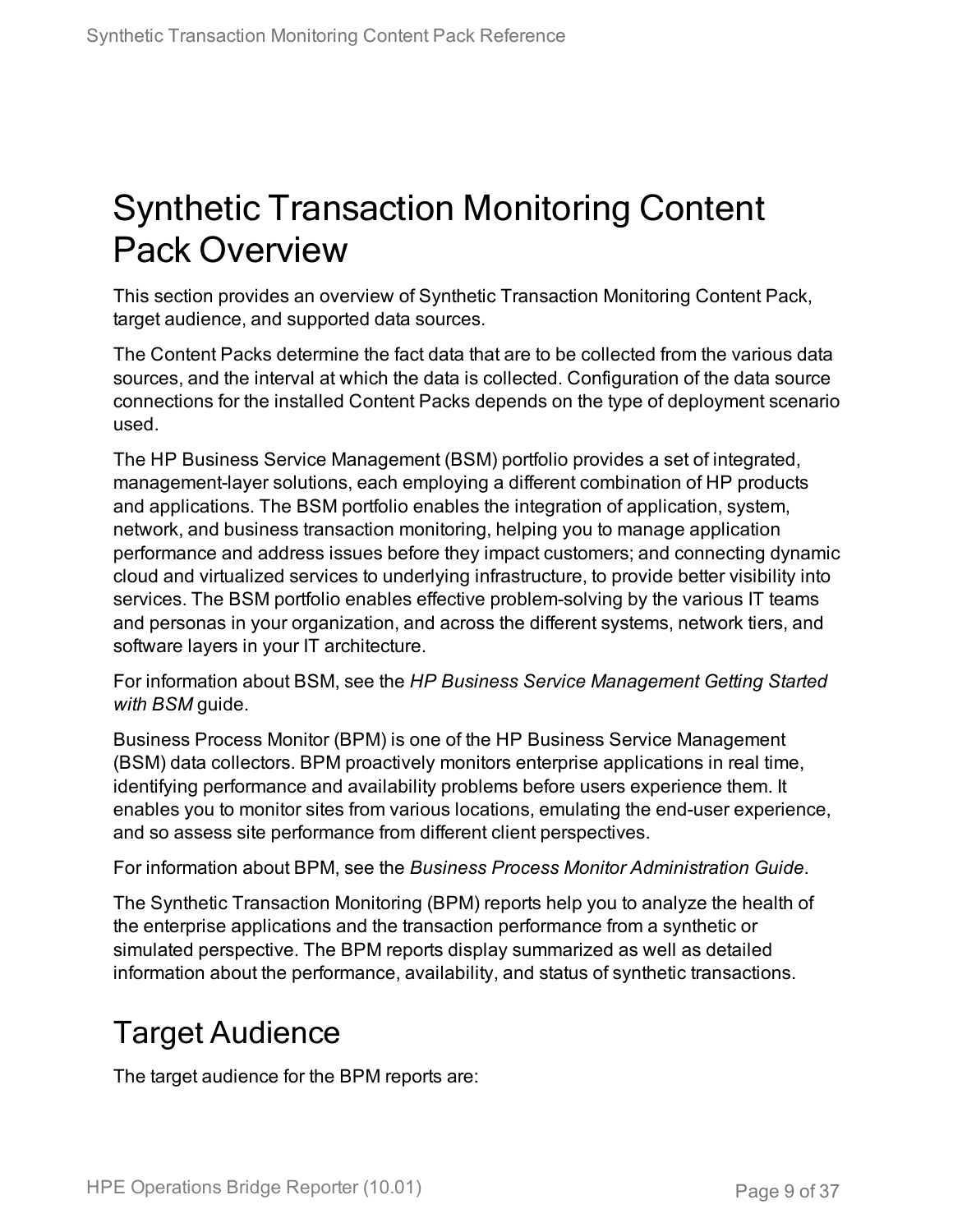# Synthetic Transaction Monitoring Content Pack Overview

This section provides an overview of Synthetic Transaction Monitoring Content Pack, target audience, and supported data sources.

The Content Packs determine the fact data that are to be collected from the various data sources, and the interval at which the data is collected. Configuration of the data source connections for the installed Content Packs depends on the type of deployment scenario used.

The HP Business Service Management (BSM) portfolio provides a set of integrated, management-layer solutions, each employing a different combination of HP products and applications. The BSM portfolio enables the integration of application, system, network, and business transaction monitoring, helping you to manage application performance and address issues before they impact customers; and connecting dynamic cloud and virtualized services to underlying infrastructure, to provide better visibility into services. The BSM portfolio enables effective problem-solving by the various IT teams and personas in your organization, and across the different systems, network tiers, and software layers in your IT architecture.

For information about BSM, see the *HP Business Service Management Getting Started with BSM* guide.

Business Process Monitor (BPM) is one of the HP Business Service Management (BSM) data collectors. BPM proactively monitors enterprise applications in real time, identifying performance and availability problems before users experience them. It enables you to monitor sites from various locations, emulating the end-user experience, and so assess site performance from different client perspectives.

For information about BPM, see the *Business Process Monitor Administration Guide*.

The Synthetic Transaction Monitoring (BPM) reports help you to analyze the health of the enterprise applications and the transaction performance from a synthetic or simulated perspective. The BPM reports display summarized as well as detailed information about the performance, availability, and status of synthetic transactions.

## Target Audience

The target audience for the BPM reports are: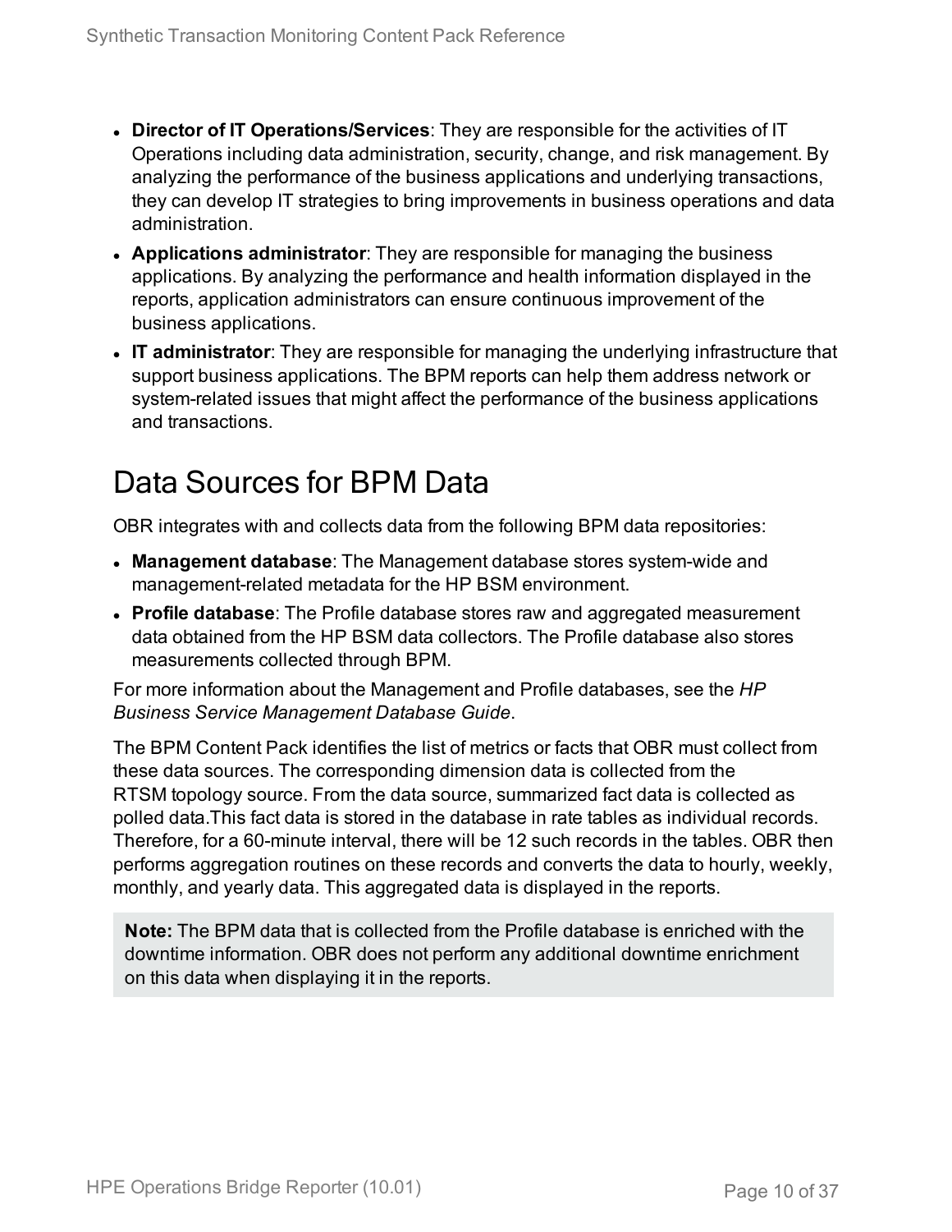- **Director of IT Operations/Services**: They are responsible for the activities of IT Operations including data administration, security, change, and risk management. By analyzing the performance of the business applications and underlying transactions, they can develop IT strategies to bring improvements in business operations and data administration.
- **Applications administrator**: They are responsible for managing the business applications. By analyzing the performance and health information displayed in the reports, application administrators can ensure continuous improvement of the business applications.
- **IT administrator**: They are responsible for managing the underlying infrastructure that support business applications. The BPM reports can help them address network or system-related issues that might affect the performance of the business applications and transactions.

# Data Sources for BPM Data

OBR integrates with and collects data from the following BPM data repositories:

- **Management database**: The Management database stores system-wide and management-related metadata for the HP BSM environment.
- **Profile database**: The Profile database stores raw and aggregated measurement data obtained from the HP BSM data collectors. The Profile database also stores measurements collected through BPM.

For more information about the Management and Profile databases, see the *HP Business Service Management Database Guide*.

The BPM Content Pack identifies the list of metrics or facts that OBR must collect from these data sources. The corresponding dimension data is collected from the RTSM topology source. From the data source, summarized fact data is collected as polled data.This fact data is stored in the database in rate tables as individual records. Therefore, for a 60-minute interval, there will be 12 such records in the tables. OBR then performs aggregation routines on these records and converts the data to hourly, weekly, monthly, and yearly data. This aggregated data is displayed in the reports.

**Note:** The BPM data that is collected from the Profile database is enriched with the downtime information. OBR does not perform any additional downtime enrichment on this data when displaying it in the reports.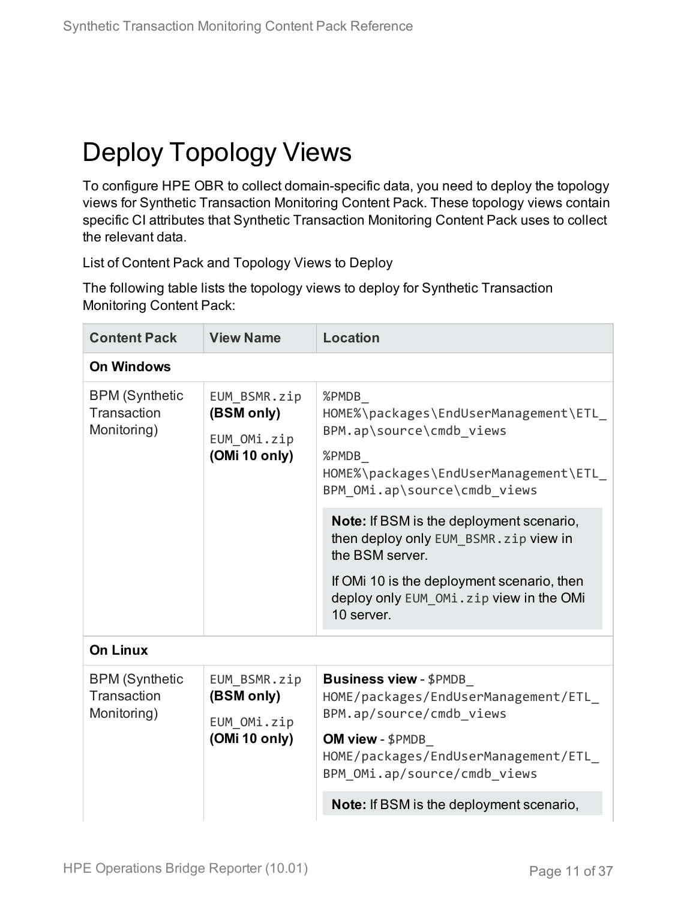# Deploy Topology Views

To configure HPE OBR to collect domain-specific data, you need to deploy the topology views for Synthetic Transaction Monitoring Content Pack. These topology views contain specific CI attributes that Synthetic Transaction Monitoring Content Pack uses to collect the relevant data.

List of Content Pack and Topology Views to Deploy

The following table lists the topology views to deploy for Synthetic Transaction Monitoring Content Pack:

| Content Pack | View Name | Location |
|---|---|---|
| **On Windows** | | |
| BPM (Synthetic Transaction Monitoring) | `EUM_BSMR.zip` **(BSM only)**<br>`EUM_OMi.zip` **(OMi 10 only)** | `%PMDB_HOME%\packages\EndUserManagement\ETL_BPM.ap\source\cmdb_views`<br>`%PMDB_HOME%\packages\EndUserManagement\ETL_BPM_OMi.ap\source\cmdb_views`<br>**Note:** If BSM is the deployment scenario, then deploy only `EUM_BSMR.zip` view in the BSM server.<br>If OMi 10 is the deployment scenario, then deploy only `EUM_OMi.zip` view in the OMi 10 server. |
| **On Linux** | | |
| BPM (Synthetic Transaction Monitoring) | `EUM_BSMR.zip` **(BSM only)**<br>`EUM_OMi.zip` **(OMi 10 only)** | **Business view** - `$PMDB_HOME/packages/EndUserManagement/ETL_BPM.ap/source/cmdb_views`<br>**OM view** - `$PMDB_HOME/packages/EndUserManagement/ETL_BPM_OMi.ap/source/cmdb_views`<br>**Note:** If BSM is the deployment scenario, |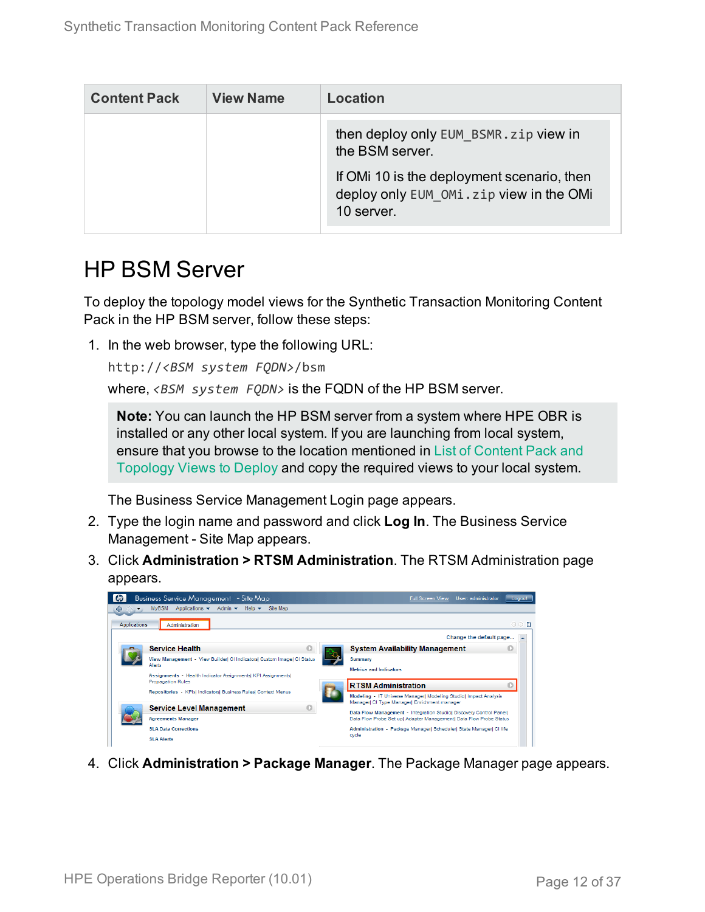| Content Pack | View Name | Location |
|---|---|---|
| | | then deploy only `EUM_BSMR.zip` view in the BSM server.<br><br>If OMi 10 is the deployment scenario, then deploy only `EUM_OMi.zip` view in the OMi 10 server. |

# HP BSM Server

To deploy the topology model views for the Synthetic Transaction Monitoring Content Pack in the HP BSM server, follow these steps:

1. In the web browser, type the following URL:

   `http://<BSM system FQDN>/bsm`

   where, *<BSM system FQDN>* is the FQDN of the HP BSM server.

   > **Note:** You can launch the HP BSM server from a system where HPE OBR is installed or any other local system. If you are launching from local system, ensure that you browse to the location mentioned in List of Content Pack and Topology Views to Deploy and copy the required views to your local system.

   The Business Service Management Login page appears.

2. Type the login name and password and click **Log In**. The Business Service Management - Site Map appears.
3. Click **Administration > RTSM Administration**. The RTSM Administration page appears.
4. Click **Administration > Package Manager**. The Package Manager page appears.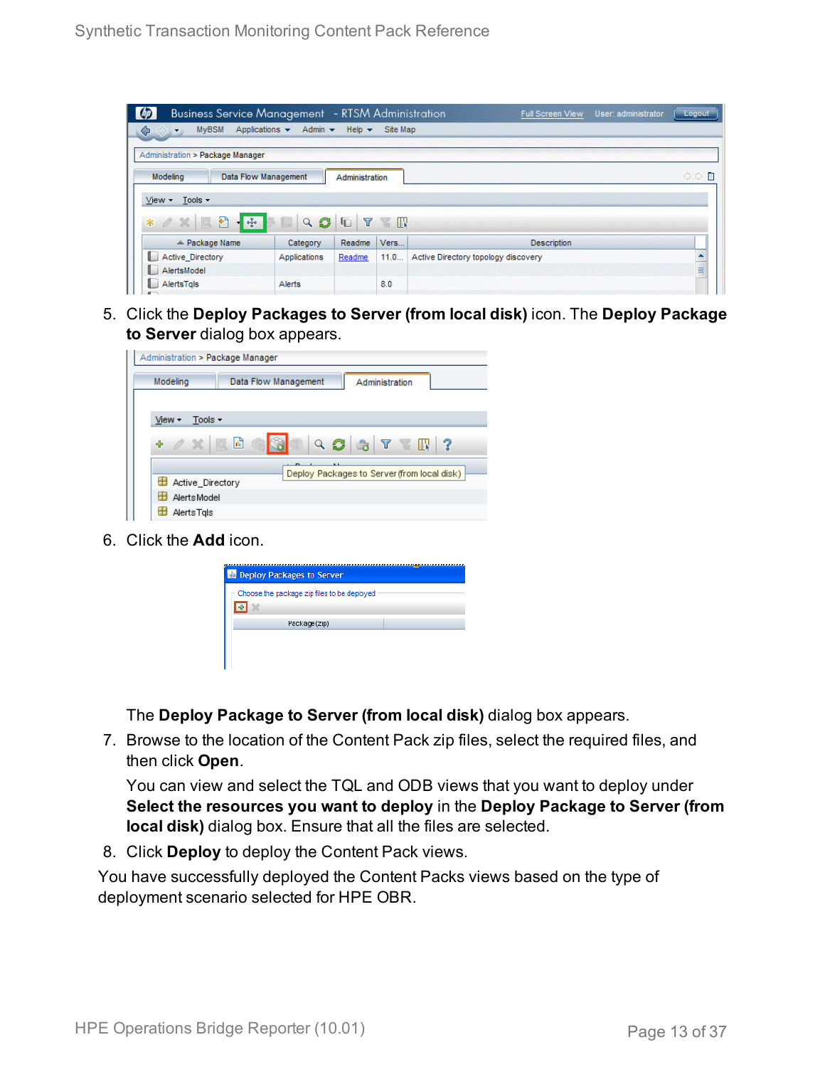5. Click the **Deploy Packages to Server (from local disk)** icon. The **Deploy Package to Server** dialog box appears.

6. Click the **Add** icon.

   The **Deploy Package to Server (from local disk)** dialog box appears.

7. Browse to the location of the Content Pack zip files, select the required files, and then click **Open**.

   You can view and select the TQL and ODB views that you want to deploy under **Select the resources you want to deploy** in the **Deploy Package to Server (from local disk)** dialog box. Ensure that all the files are selected.

8. Click **Deploy** to deploy the Content Pack views.

You have successfully deployed the Content Packs views based on the type of deployment scenario selected for HPE OBR.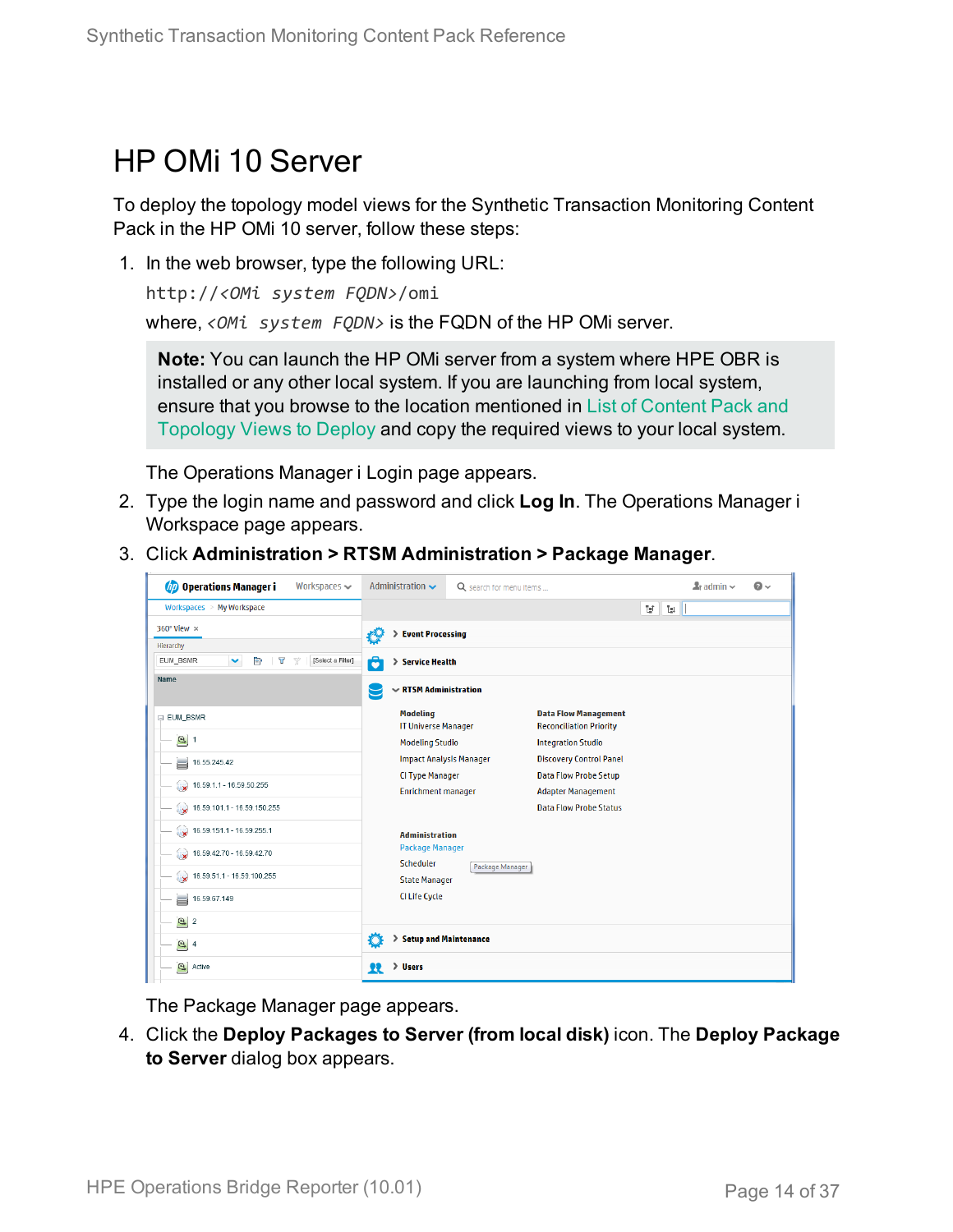# HP OMi 10 Server

To deploy the topology model views for the Synthetic Transaction Monitoring Content Pack in the HP OMi 10 server, follow these steps:

1. In the web browser, type the following URL:

   `http://<OMi system FQDN>/omi`

   where, *<OMi system FQDN>* is the FQDN of the HP OMi server.

   > **Note:** You can launch the HP OMi server from a system where HPE OBR is installed or any other local system. If you are launching from local system, ensure that you browse to the location mentioned in List of Content Pack and Topology Views to Deploy and copy the required views to your local system.

   The Operations Manager i Login page appears.

2. Type the login name and password and click **Log In**. The Operations Manager i Workspace page appears.

3. Click **Administration > RTSM Administration > Package Manager**.

   The Package Manager page appears.

4. Click the **Deploy Packages to Server (from local disk)** icon. The **Deploy Package to Server** dialog box appears.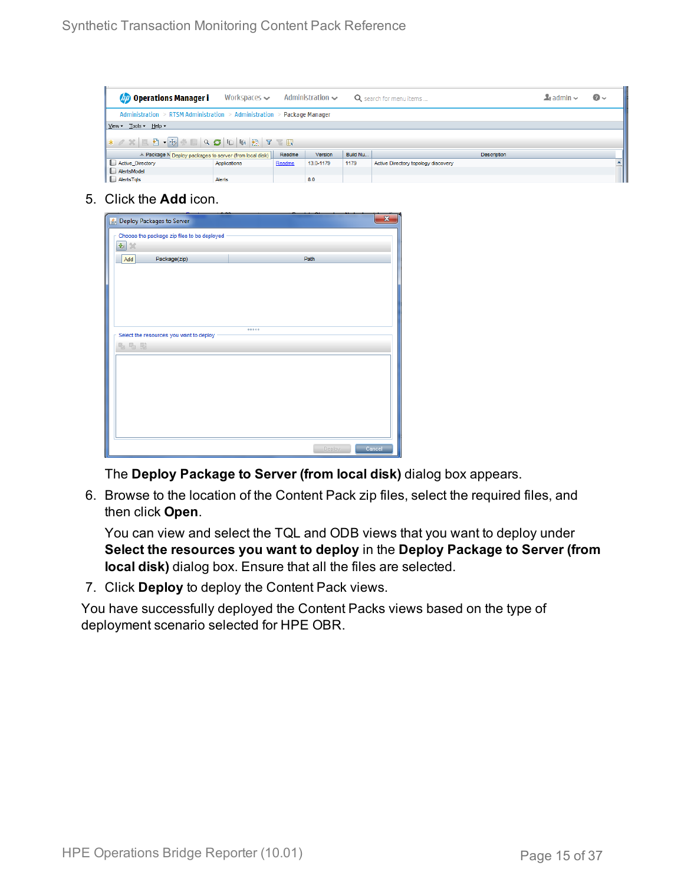5. Click the **Add** icon.

   The **Deploy Package to Server (from local disk)** dialog box appears.

6. Browse to the location of the Content Pack zip files, select the required files, and then click **Open**.

   You can view and select the TQL and ODB views that you want to deploy under **Select the resources you want to deploy** in the **Deploy Package to Server (from local disk)** dialog box. Ensure that all the files are selected.

7. Click **Deploy** to deploy the Content Pack views.

You have successfully deployed the Content Packs views based on the type of deployment scenario selected for HPE OBR.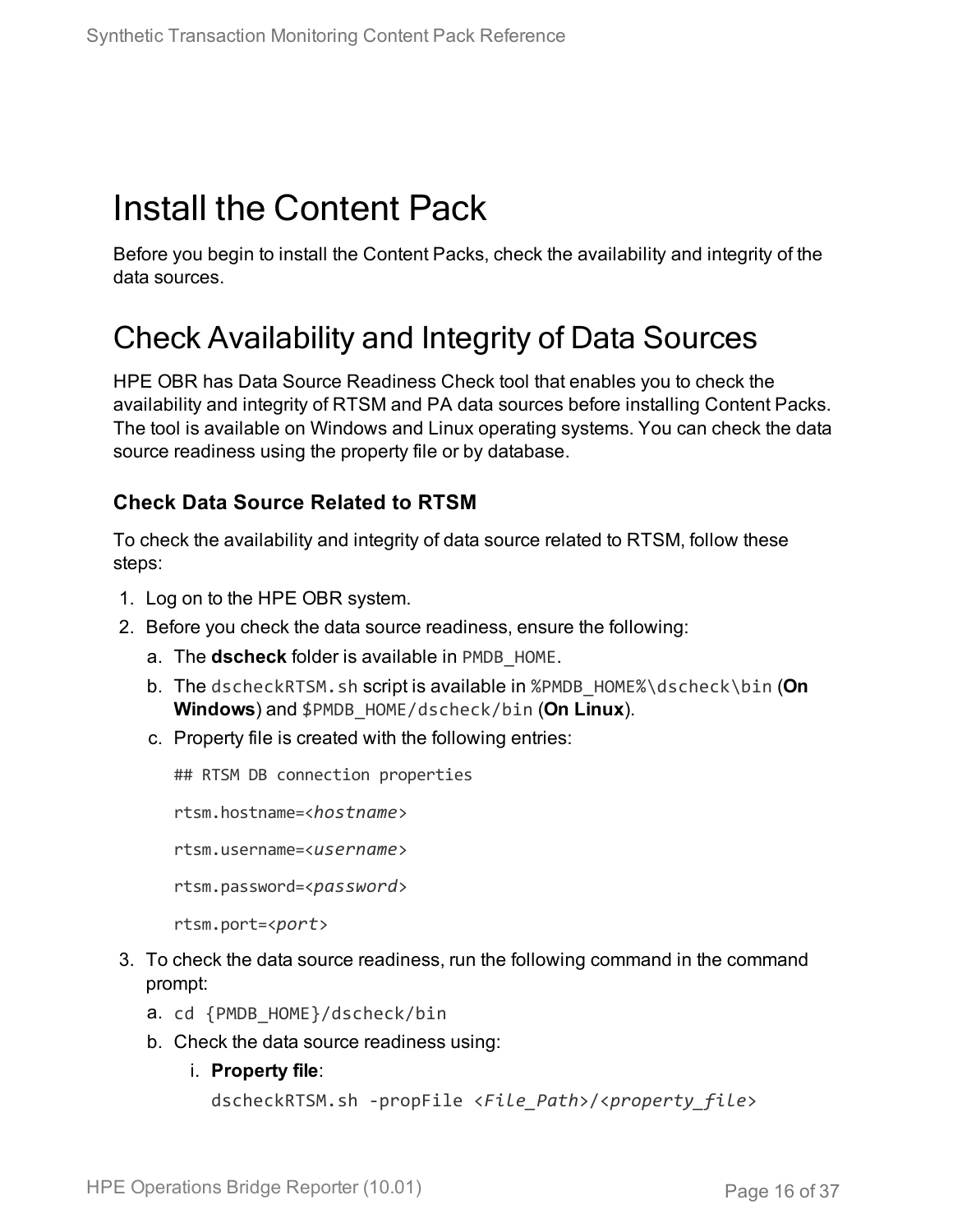# Install the Content Pack

Before you begin to install the Content Packs, check the availability and integrity of the data sources.

# Check Availability and Integrity of Data Sources

HPE OBR has Data Source Readiness Check tool that enables you to check the availability and integrity of RTSM and PA data sources before installing Content Packs. The tool is available on Windows and Linux operating systems. You can check the data source readiness using the property file or by database.

### Check Data Source Related to RTSM

To check the availability and integrity of data source related to RTSM, follow these steps:

1. Log on to the HPE OBR system.
2. Before you check the data source readiness, ensure the following:
   a. The **dscheck** folder is available in `PMDB_HOME`.
   b. The `dscheckRTSM.sh` script is available in `%PMDB_HOME%\dscheck\bin` (**On Windows**) and `$PMDB_HOME/dscheck/bin` (**On Linux**).
   c. Property file is created with the following entries:

      ```
      ## RTSM DB connection properties
      rtsm.hostname=<hostname>
      rtsm.username=<username>
      rtsm.password=<password>
      rtsm.port=<port>
      ```
3. To check the data source readiness, run the following command in the command prompt:
   a. `cd {PMDB_HOME}/dscheck/bin`
   b. Check the data source readiness using:
      i. **Property file**:

         ```
         dscheckRTSM.sh -propFile <File_Path>/<property_file>
         ```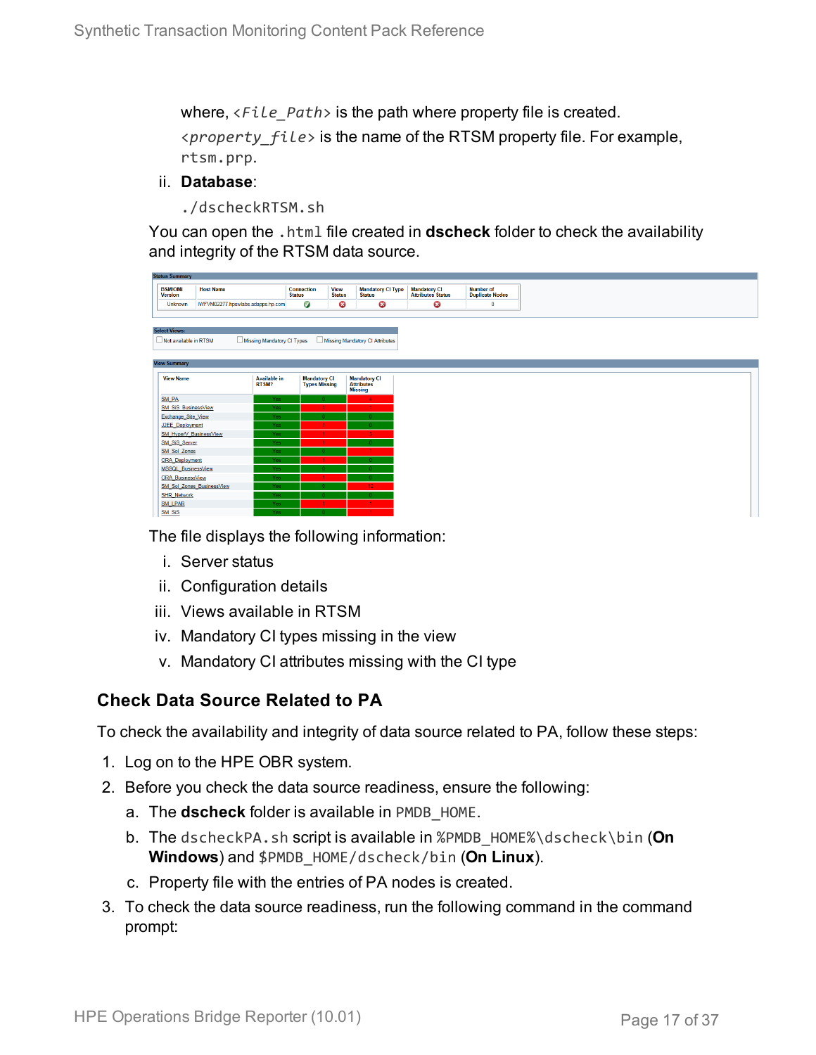where, `<File_Path>` is the path where property file is created.

`<property_file>` is the name of the RTSM property file. For example, `rtsm.prp`.

ii. **Database**:

```
./dscheckRTSM.sh
```

You can open the `.html` file created in **dscheck** folder to check the availability and integrity of the RTSM data source.

The file displays the following information:

i. Server status

ii. Configuration details

iii. Views available in RTSM

iv. Mandatory CI types missing in the view

v. Mandatory CI attributes missing with the CI type

### Check Data Source Related to PA

To check the availability and integrity of data source related to PA, follow these steps:

1. Log on to the HPE OBR system.
2. Before you check the data source readiness, ensure the following:
   a. The **dscheck** folder is available in `PMDB_HOME`.
   b. The `dscheckPA.sh` script is available in `%PMDB_HOME%\dscheck\bin` (**On Windows**) and `$PMDB_HOME/dscheck/bin` (**On Linux**).
   c. Property file with the entries of PA nodes is created.
3. To check the data source readiness, run the following command in the command prompt: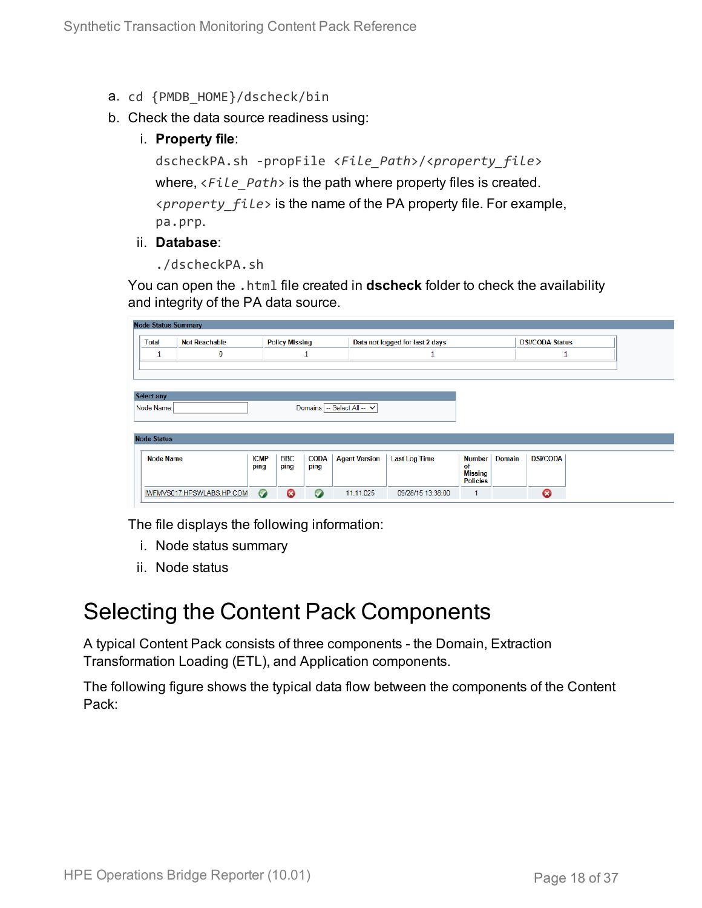a. `cd {PMDB_HOME}/dscheck/bin`

b. Check the data source readiness using:

   i. **Property file**:

      `dscheckPA.sh -propFile <File_Path>/<property_file>`

      where, *<File_Path>* is the path where property files is created.

      *<property_file>* is the name of the PA property file. For example, `pa.prp`.

   ii. **Database**:

      `./dscheckPA.sh`

   You can open the `.html` file created in **dscheck** folder to check the availability and integrity of the PA data source.

**Node Status Summary**

| Total | Not Reachable | Policy Missing | Data not logged for last 2 days | DSI/CODA Status |
|---|---|---|---|---|
| 1 | 0 | 1 | 1 | 1 |

**Select any**

Node Name: [ ] Domains: -- Select All --

**Node Status**

| Node Name | ICMP ping | BBC ping | CODA ping | Agent Version | Last Log Time | Number of Missing Policies | Domain | DSI/CODA |
|---|---|---|---|---|---|---|---|---|
| IWFMVS017.HPSWLABS.HP.COM | ✔ | ✖ | ✔ | 11.11.025 | 09/26/15 13:38:00 | 1 | | ✖ |

The file displays the following information:

   i. Node status summary

   ii. Node status

# Selecting the Content Pack Components

A typical Content Pack consists of three components - the Domain, Extraction Transformation Loading (ETL), and Application components.

The following figure shows the typical data flow between the components of the Content Pack: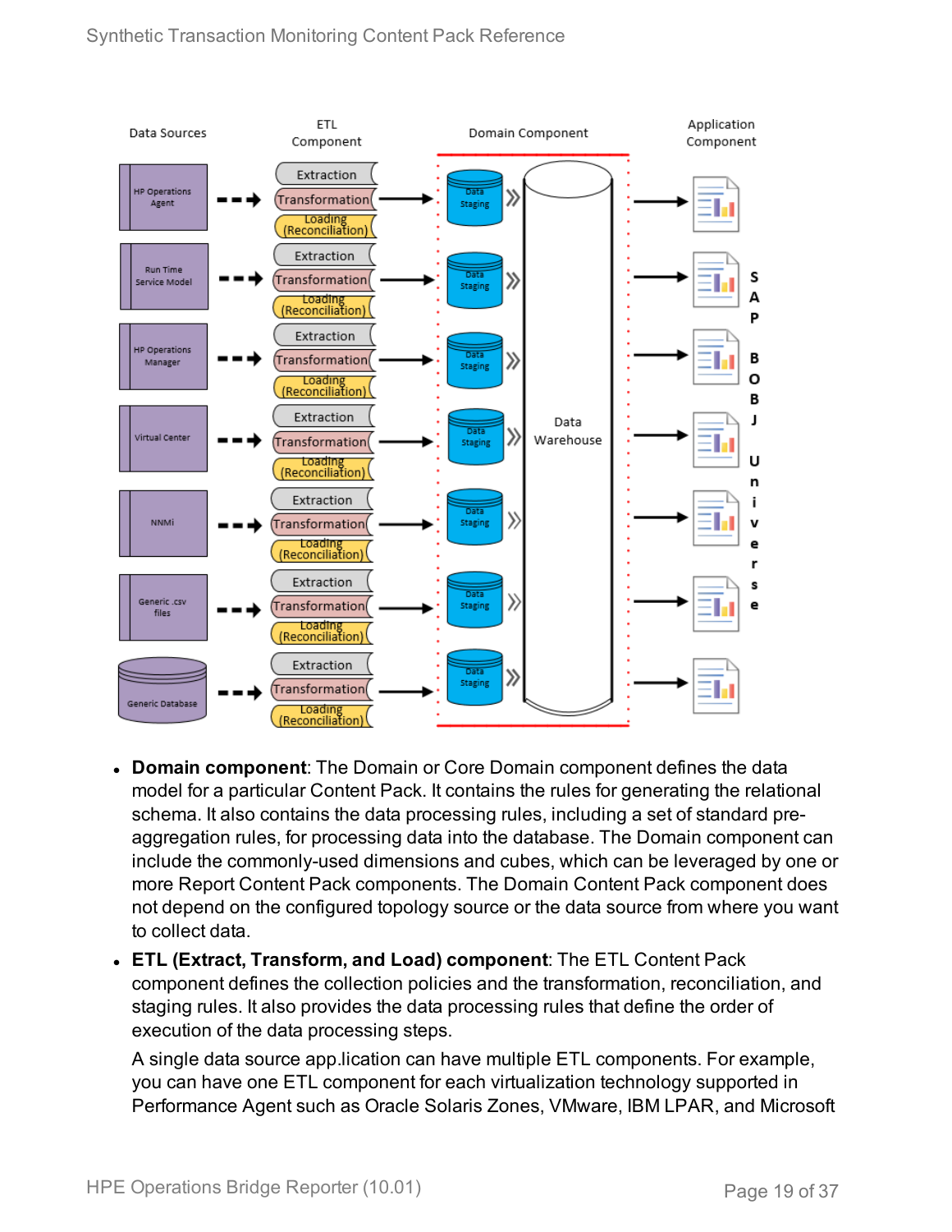- **Domain component**: The Domain or Core Domain component defines the data model for a particular Content Pack. It contains the rules for generating the relational schema. It also contains the data processing rules, including a set of standard pre-aggregation rules, for processing data into the database. The Domain component can include the commonly-used dimensions and cubes, which can be leveraged by one or more Report Content Pack components. The Domain Content Pack component does not depend on the configured topology source or the data source from where you want to collect data.
- **ETL (Extract, Transform, and Load) component**: The ETL Content Pack component defines the collection policies and the transformation, reconciliation, and staging rules. It also provides the data processing rules that define the order of execution of the data processing steps.

  A single data source app.lication can have multiple ETL components. For example, you can have one ETL component for each virtualization technology supported in Performance Agent such as Oracle Solaris Zones, VMware, IBM LPAR, and Microsoft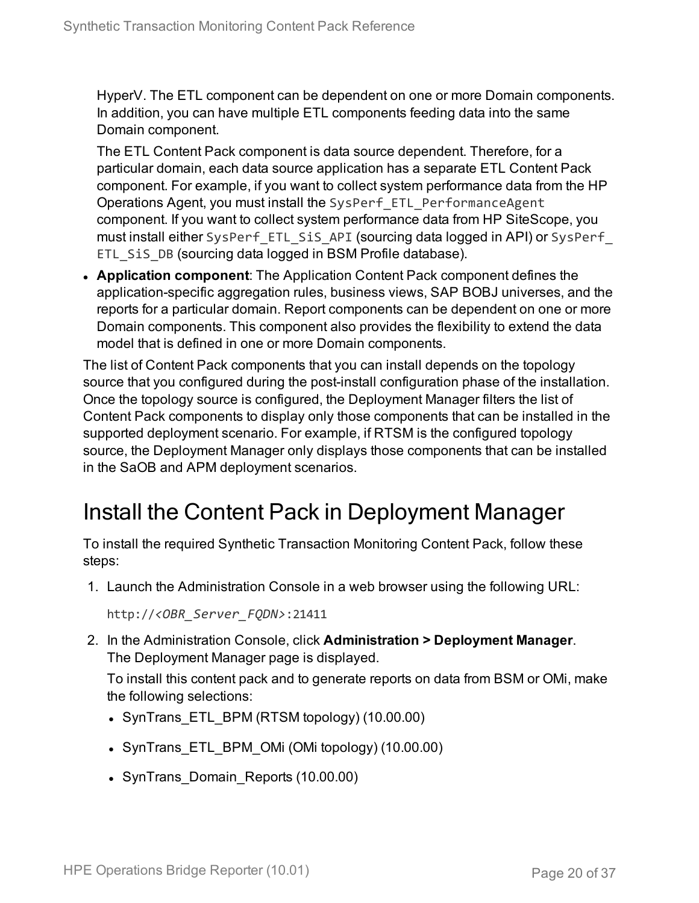HyperV. The ETL component can be dependent on one or more Domain components. In addition, you can have multiple ETL components feeding data into the same Domain component.

The ETL Content Pack component is data source dependent. Therefore, for a particular domain, each data source application has a separate ETL Content Pack component. For example, if you want to collect system performance data from the HP Operations Agent, you must install the `SysPerf_ETL_PerformanceAgent` component. If you want to collect system performance data from HP SiteScope, you must install either `SysPerf_ETL_SiS_API` (sourcing data logged in API) or `SysPerf_ETL_SiS_DB` (sourcing data logged in BSM Profile database).

- **Application component**: The Application Content Pack component defines the application-specific aggregation rules, business views, SAP BOBJ universes, and the reports for a particular domain. Report components can be dependent on one or more Domain components. This component also provides the flexibility to extend the data model that is defined in one or more Domain components.

The list of Content Pack components that you can install depends on the topology source that you configured during the post-install configuration phase of the installation. Once the topology source is configured, the Deployment Manager filters the list of Content Pack components to display only those components that can be installed in the supported deployment scenario. For example, if RTSM is the configured topology source, the Deployment Manager only displays those components that can be installed in the SaOB and APM deployment scenarios.

# Install the Content Pack in Deployment Manager

To install the required Synthetic Transaction Monitoring Content Pack, follow these steps:

1. Launch the Administration Console in a web browser using the following URL:

   `http://<OBR_Server_FQDN>:21411`

2. In the Administration Console, click **Administration > Deployment Manager**. The Deployment Manager page is displayed.

   To install this content pack and to generate reports on data from BSM or OMi, make the following selections:

   - SynTrans_ETL_BPM (RTSM topology) (10.00.00)
   - SynTrans_ETL_BPM_OMi (OMi topology) (10.00.00)
   - SynTrans_Domain_Reports (10.00.00)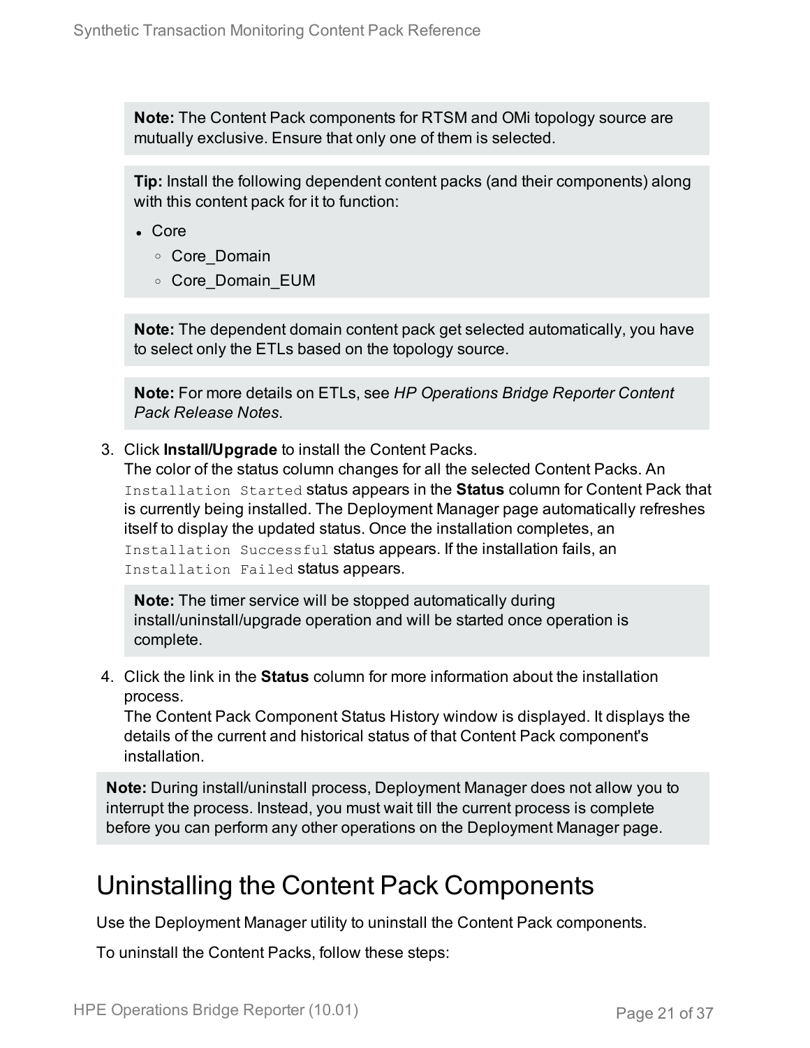**Note:** The Content Pack components for RTSM and OMi topology source are mutually exclusive. Ensure that only one of them is selected.

**Tip:** Install the following dependent content packs (and their components) along with this content pack for it to function:

- Core
  - Core_Domain
  - Core_Domain_EUM

**Note:** The dependent domain content pack get selected automatically, you have to select only the ETLs based on the topology source.

**Note:** For more details on ETLs, see *HP Operations Bridge Reporter Content Pack Release Notes*.

3. Click **Install/Upgrade** to install the Content Packs.
   The color of the status column changes for all the selected Content Packs. An `Installation Started` status appears in the **Status** column for Content Pack that is currently being installed. The Deployment Manager page automatically refreshes itself to display the updated status. Once the installation completes, an `Installation Successful` status appears. If the installation fails, an `Installation Failed` status appears.

   **Note:** The timer service will be stopped automatically during install/uninstall/upgrade operation and will be started once operation is complete.

4. Click the link in the **Status** column for more information about the installation process.
   The Content Pack Component Status History window is displayed. It displays the details of the current and historical status of that Content Pack component's installation.

**Note:** During install/uninstall process, Deployment Manager does not allow you to interrupt the process. Instead, you must wait till the current process is complete before you can perform any other operations on the Deployment Manager page.

## Uninstalling the Content Pack Components

Use the Deployment Manager utility to uninstall the Content Pack components.

To uninstall the Content Packs, follow these steps: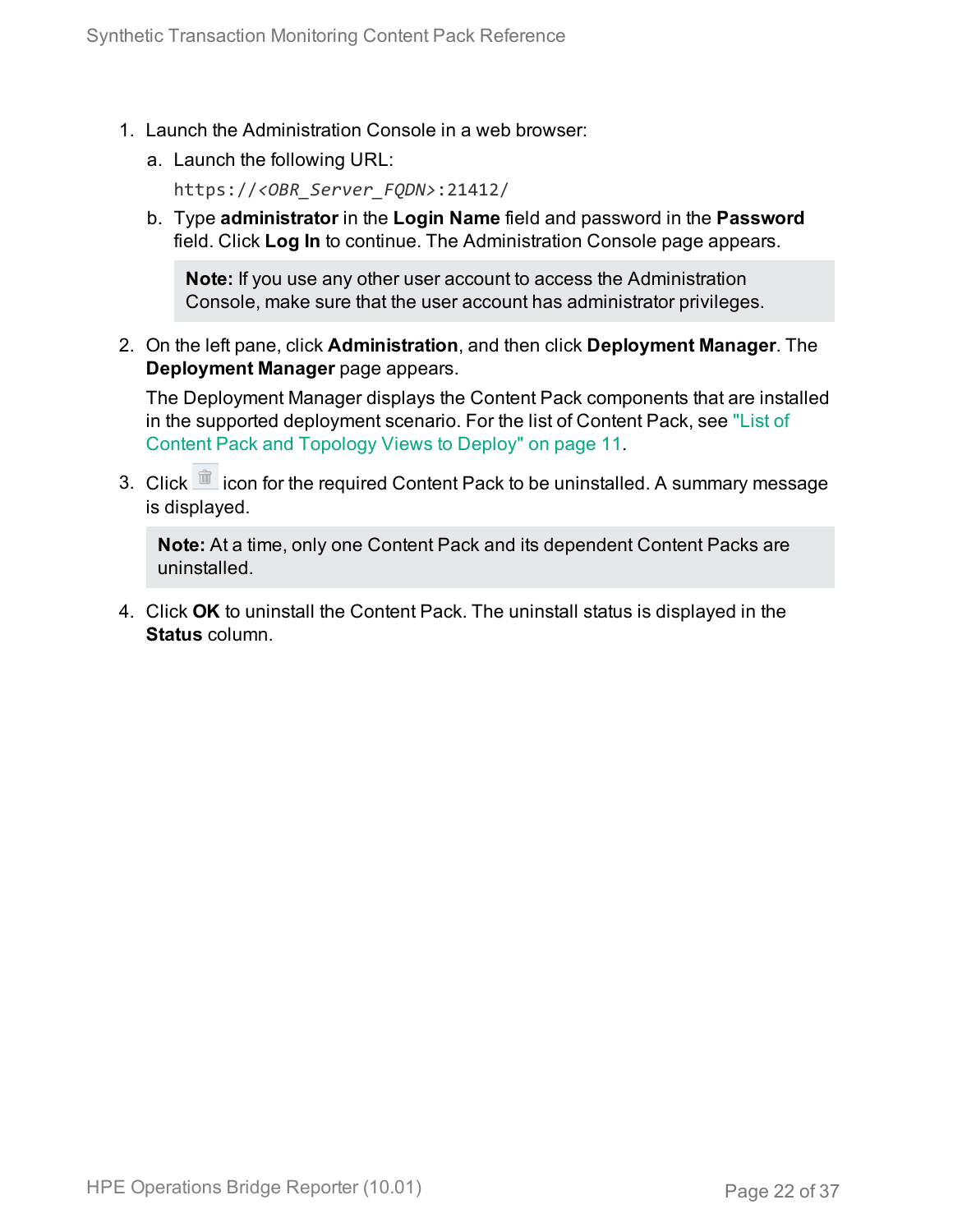1. Launch the Administration Console in a web browser:

   a. Launch the following URL:

      `https://<OBR_Server_FQDN>:21412/`

   b. Type **administrator** in the **Login Name** field and password in the **Password** field. Click **Log In** to continue. The Administration Console page appears.

      > **Note:** If you use any other user account to access the Administration Console, make sure that the user account has administrator privileges.

2. On the left pane, click **Administration**, and then click **Deployment Manager**. The **Deployment Manager** page appears.

   The Deployment Manager displays the Content Pack components that are installed in the supported deployment scenario. For the list of Content Pack, see "List of Content Pack and Topology Views to Deploy" on page 11.

3. Click icon for the required Content Pack to be uninstalled. A summary message is displayed.

   > **Note:** At a time, only one Content Pack and its dependent Content Packs are uninstalled.

4. Click **OK** to uninstall the Content Pack. The uninstall status is displayed in the **Status** column.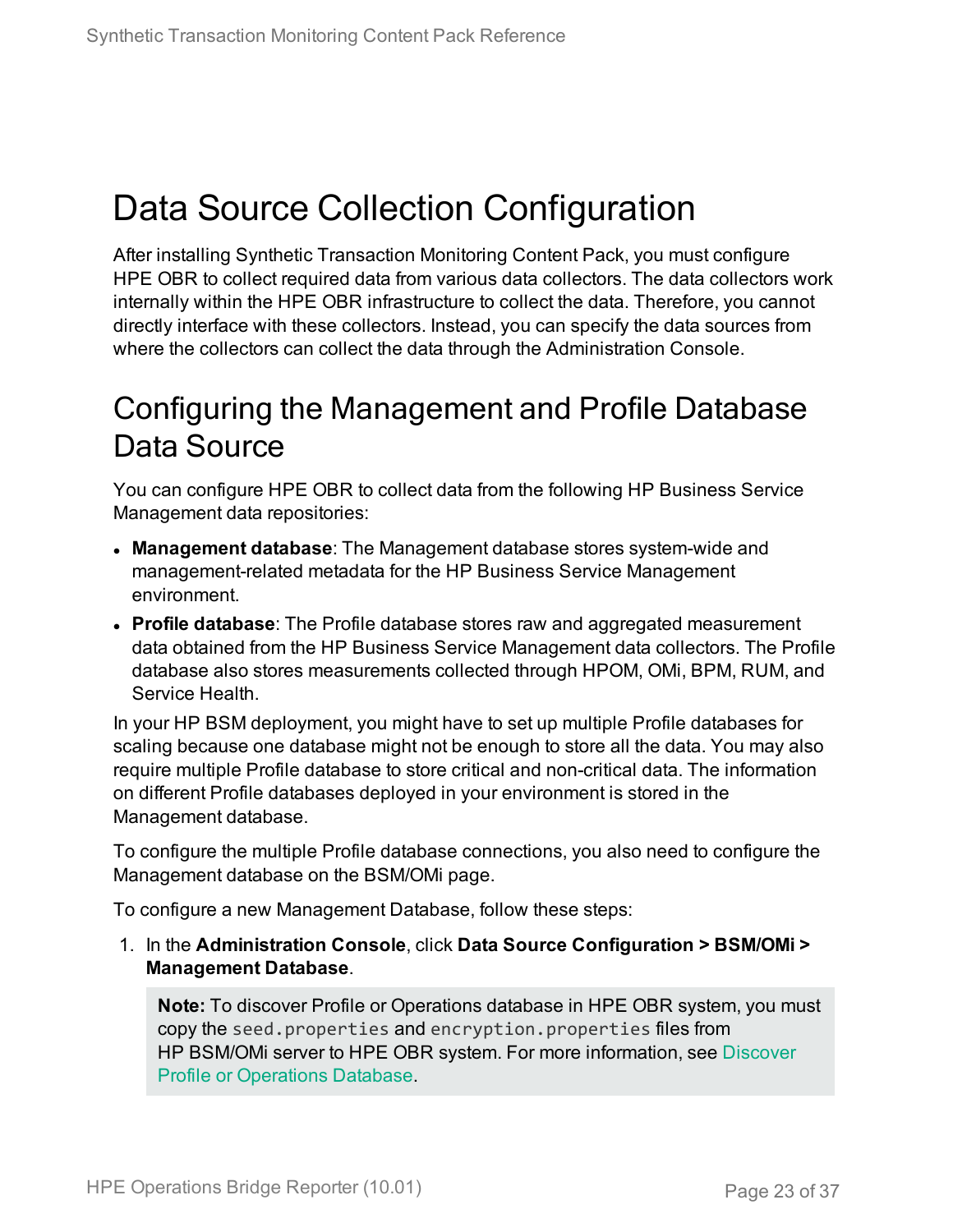# Data Source Collection Configuration

After installing Synthetic Transaction Monitoring Content Pack, you must configure HPE OBR to collect required data from various data collectors. The data collectors work internally within the HPE OBR infrastructure to collect the data. Therefore, you cannot directly interface with these collectors. Instead, you can specify the data sources from where the collectors can collect the data through the Administration Console.

## Configuring the Management and Profile Database Data Source

You can configure HPE OBR to collect data from the following HP Business Service Management data repositories:

- **Management database**: The Management database stores system-wide and management-related metadata for the HP Business Service Management environment.
- **Profile database**: The Profile database stores raw and aggregated measurement data obtained from the HP Business Service Management data collectors. The Profile database also stores measurements collected through HPOM, OMi, BPM, RUM, and Service Health.

In your HP BSM deployment, you might have to set up multiple Profile databases for scaling because one database might not be enough to store all the data. You may also require multiple Profile database to store critical and non-critical data. The information on different Profile databases deployed in your environment is stored in the Management database.

To configure the multiple Profile database connections, you also need to configure the Management database on the BSM/OMi page.

To configure a new Management Database, follow these steps:

1. In the **Administration Console**, click **Data Source Configuration > BSM/OMi > Management Database**.

   > **Note:** To discover Profile or Operations database in HPE OBR system, you must copy the `seed.properties` and `encryption.properties` files from HP BSM/OMi server to HPE OBR system. For more information, see Discover Profile or Operations Database.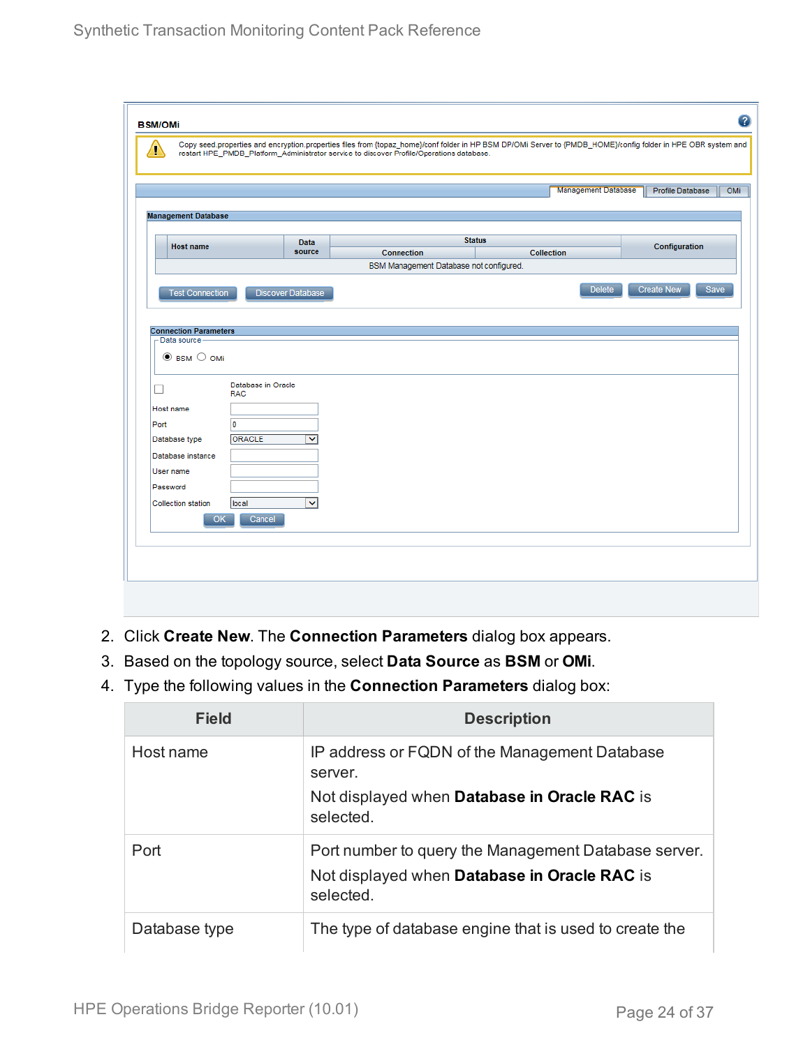2. Click **Create New**. The **Connection Parameters** dialog box appears.
3. Based on the topology source, select **Data Source** as **BSM** or **OMi**.
4. Type the following values in the **Connection Parameters** dialog box:

| Field | Description |
|---|---|
| Host name | IP address or FQDN of the Management Database server.<br>Not displayed when **Database in Oracle RAC** is selected. |
| Port | Port number to query the Management Database server.<br>Not displayed when **Database in Oracle RAC** is selected. |
| Database type | The type of database engine that is used to create the |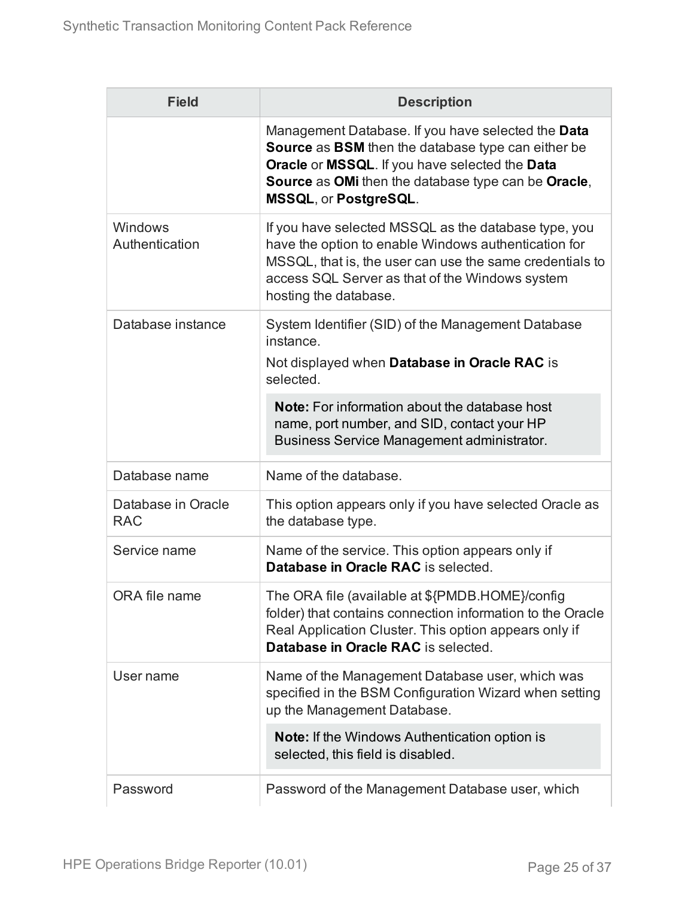| Field | Description |
| --- | --- |
| | Management Database. If you have selected the **Data Source** as **BSM** then the database type can either be **Oracle** or **MSSQL**. If you have selected the **Data Source** as **OMi** then the database type can be **Oracle**, **MSSQL**, or **PostgreSQL**. |
| Windows Authentication | If you have selected MSSQL as the database type, you have the option to enable Windows authentication for MSSQL, that is, the user can use the same credentials to access SQL Server as that of the Windows system hosting the database. |
| Database instance | System Identifier (SID) of the Management Database instance.<br>Not displayed when **Database in Oracle RAC** is selected.<br>**Note:** For information about the database host name, port number, and SID, contact your HP Business Service Management administrator. |
| Database name | Name of the database. |
| Database in Oracle RAC | This option appears only if you have selected Oracle as the database type. |
| Service name | Name of the service. This option appears only if **Database in Oracle RAC** is selected. |
| ORA file name | The ORA file (available at ${PMDB.HOME}/config folder) that contains connection information to the Oracle Real Application Cluster. This option appears only if **Database in Oracle RAC** is selected. |
| User name | Name of the Management Database user, which was specified in the BSM Configuration Wizard when setting up the Management Database.<br>**Note:** If the Windows Authentication option is selected, this field is disabled. |
| Password | Password of the Management Database user, which |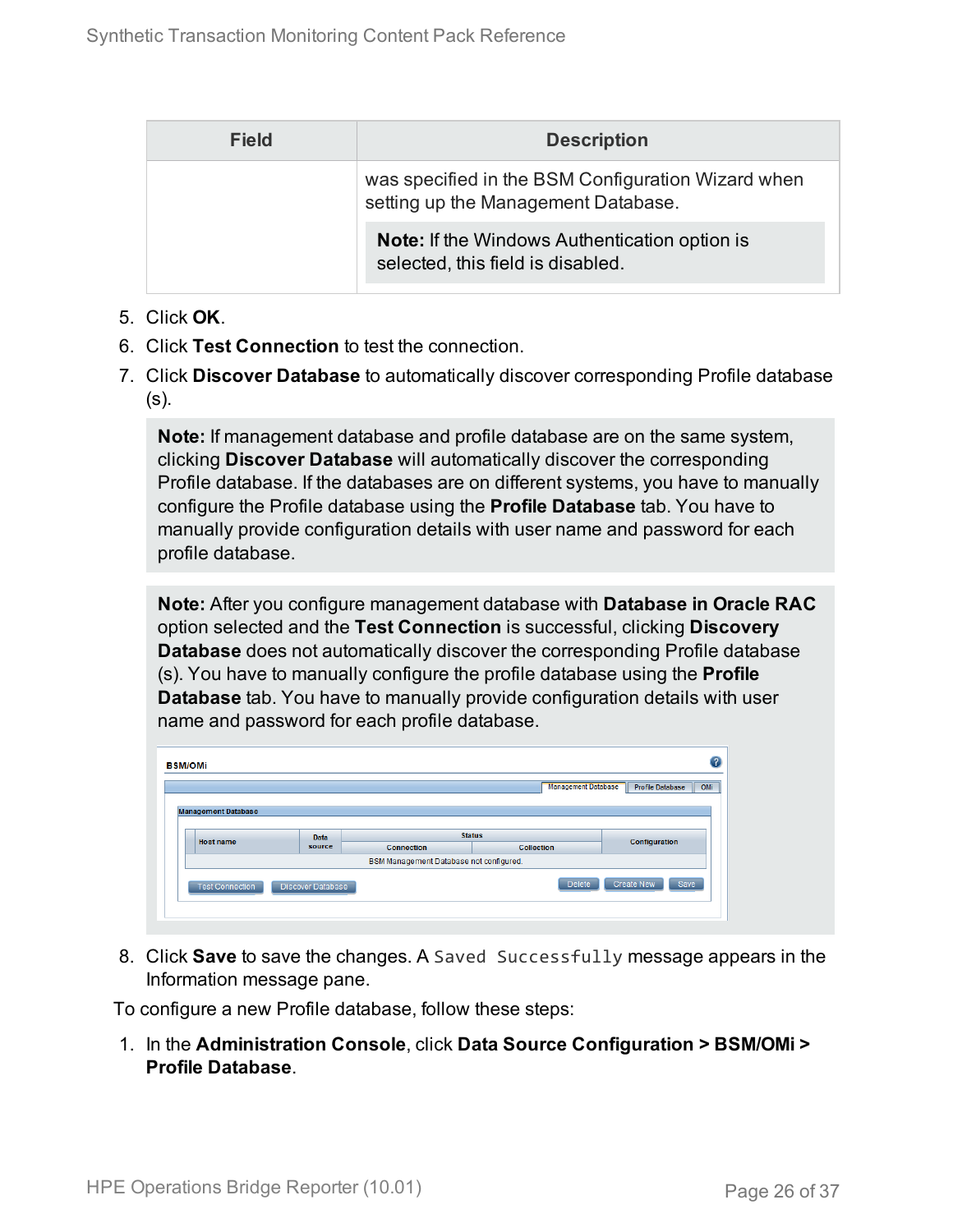| Field | Description |
|---|---|
| | was specified in the BSM Configuration Wizard when setting up the Management Database.<br><br>**Note:** If the Windows Authentication option is selected, this field is disabled. |

5. Click **OK**.
6. Click **Test Connection** to test the connection.
7. Click **Discover Database** to automatically discover corresponding Profile database (s).

   > **Note:** If management database and profile database are on the same system, clicking **Discover Database** will automatically discover the corresponding Profile database. If the databases are on different systems, you have to manually configure the Profile database using the **Profile Database** tab. You have to manually provide configuration details with user name and password for each profile database.

   > **Note:** After you configure management database with **Database in Oracle RAC** option selected and the **Test Connection** is successful, clicking **Discovery Database** does not automatically discover the corresponding Profile database (s). You have to manually configure the profile database using the **Profile Database** tab. You have to manually provide configuration details with user name and password for each profile database.

8. Click **Save** to save the changes. A `Saved Successfully` message appears in the Information message pane.

To configure a new Profile database, follow these steps:

1. In the **Administration Console**, click **Data Source Configuration > BSM/OMi > Profile Database**.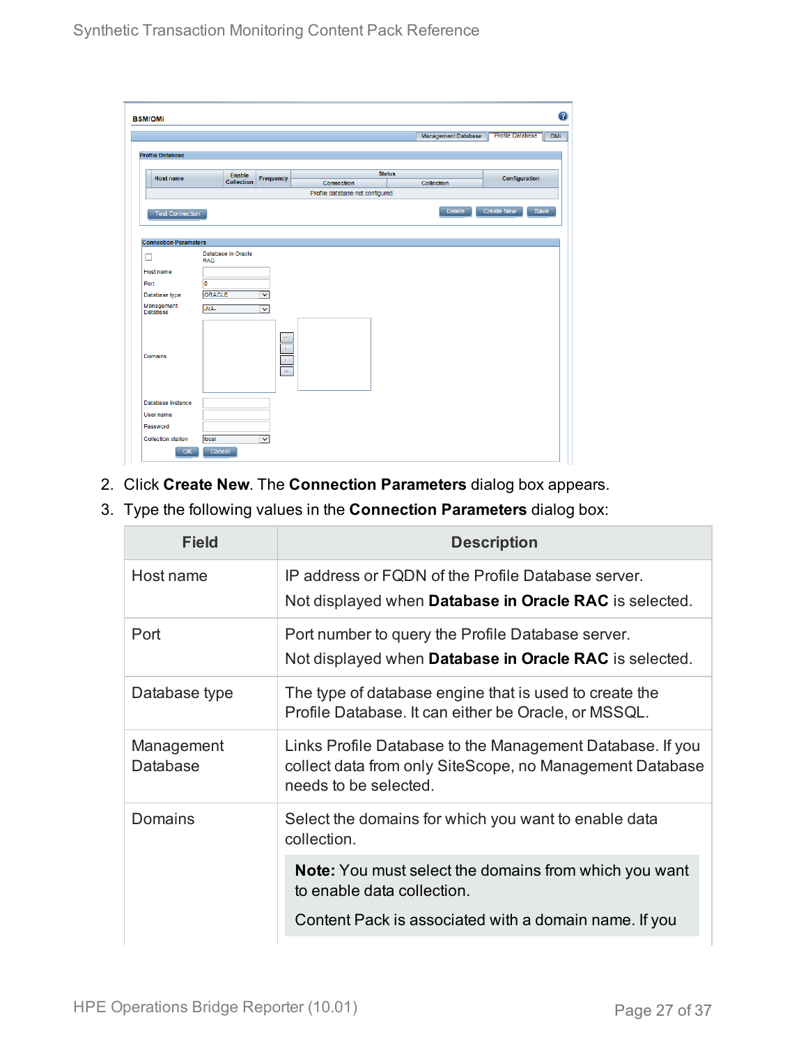2. Click **Create New**. The **Connection Parameters** dialog box appears.
3. Type the following values in the **Connection Parameters** dialog box:

| Field | Description |
|---|---|
| Host name | IP address or FQDN of the Profile Database server.<br>Not displayed when **Database in Oracle RAC** is selected. |
| Port | Port number to query the Profile Database server.<br>Not displayed when **Database in Oracle RAC** is selected. |
| Database type | The type of database engine that is used to create the Profile Database. It can either be Oracle, or MSSQL. |
| Management Database | Links Profile Database to the Management Database. If you collect data from only SiteScope, no Management Database needs to be selected. |
| Domains | Select the domains for which you want to enable data collection.<br>**Note:** You must select the domains from which you want to enable data collection.<br>Content Pack is associated with a domain name. If you |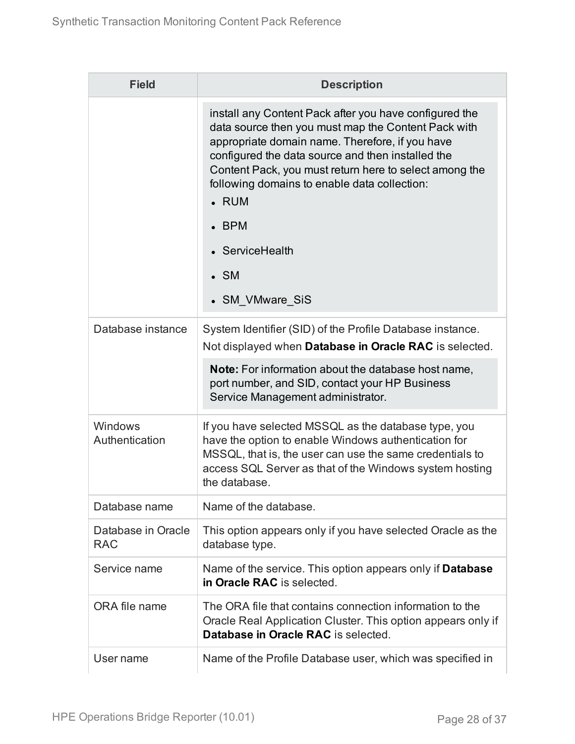| Field | Description |
| --- | --- |
| | install any Content Pack after you have configured the data source then you must map the Content Pack with appropriate domain name. Therefore, if you have configured the data source and then installed the Content Pack, you must return here to select among the following domains to enable data collection:<br>• RUM<br>• BPM<br>• ServiceHealth<br>• SM<br>• SM_VMware_SiS |
| Database instance | System Identifier (SID) of the Profile Database instance.<br>Not displayed when **Database in Oracle RAC** is selected.<br>**Note:** For information about the database host name, port number, and SID, contact your HP Business Service Management administrator. |
| Windows Authentication | If you have selected MSSQL as the database type, you have the option to enable Windows authentication for MSSQL, that is, the user can use the same credentials to access SQL Server as that of the Windows system hosting the database. |
| Database name | Name of the database. |
| Database in Oracle RAC | This option appears only if you have selected Oracle as the database type. |
| Service name | Name of the service. This option appears only if **Database in Oracle RAC** is selected. |
| ORA file name | The ORA file that contains connection information to the Oracle Real Application Cluster. This option appears only if **Database in Oracle RAC** is selected. |
| User name | Name of the Profile Database user, which was specified in |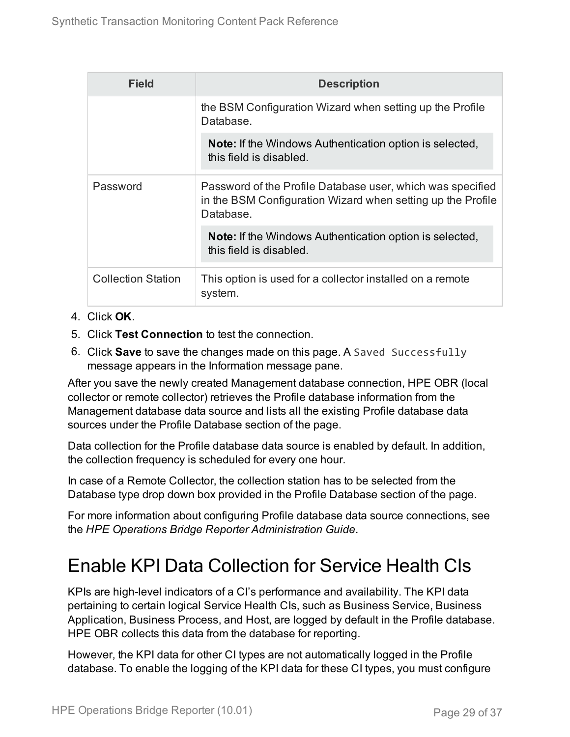| Field | Description |
| --- | --- |
| | the BSM Configuration Wizard when setting up the Profile Database.<br><br>**Note:** If the Windows Authentication option is selected, this field is disabled. |
| Password | Password of the Profile Database user, which was specified in the BSM Configuration Wizard when setting up the Profile Database.<br><br>**Note:** If the Windows Authentication option is selected, this field is disabled. |
| Collection Station | This option is used for a collector installed on a remote system. |

4. Click **OK**.
5. Click **Test Connection** to test the connection.
6. Click **Save** to save the changes made on this page. A `Saved Successfully` message appears in the Information message pane.

After you save the newly created Management database connection, HPE OBR (local collector or remote collector) retrieves the Profile database information from the Management database data source and lists all the existing Profile database data sources under the Profile Database section of the page.

Data collection for the Profile database data source is enabled by default. In addition, the collection frequency is scheduled for every one hour.

In case of a Remote Collector, the collection station has to be selected from the Database type drop down box provided in the Profile Database section of the page.

For more information about configuring Profile database data source connections, see the *HPE Operations Bridge Reporter Administration Guide*.

# Enable KPI Data Collection for Service Health CIs

KPIs are high-level indicators of a CI's performance and availability. The KPI data pertaining to certain logical Service Health CIs, such as Business Service, Business Application, Business Process, and Host, are logged by default in the Profile database. HPE OBR collects this data from the database for reporting.

However, the KPI data for other CI types are not automatically logged in the Profile database. To enable the logging of the KPI data for these CI types, you must configure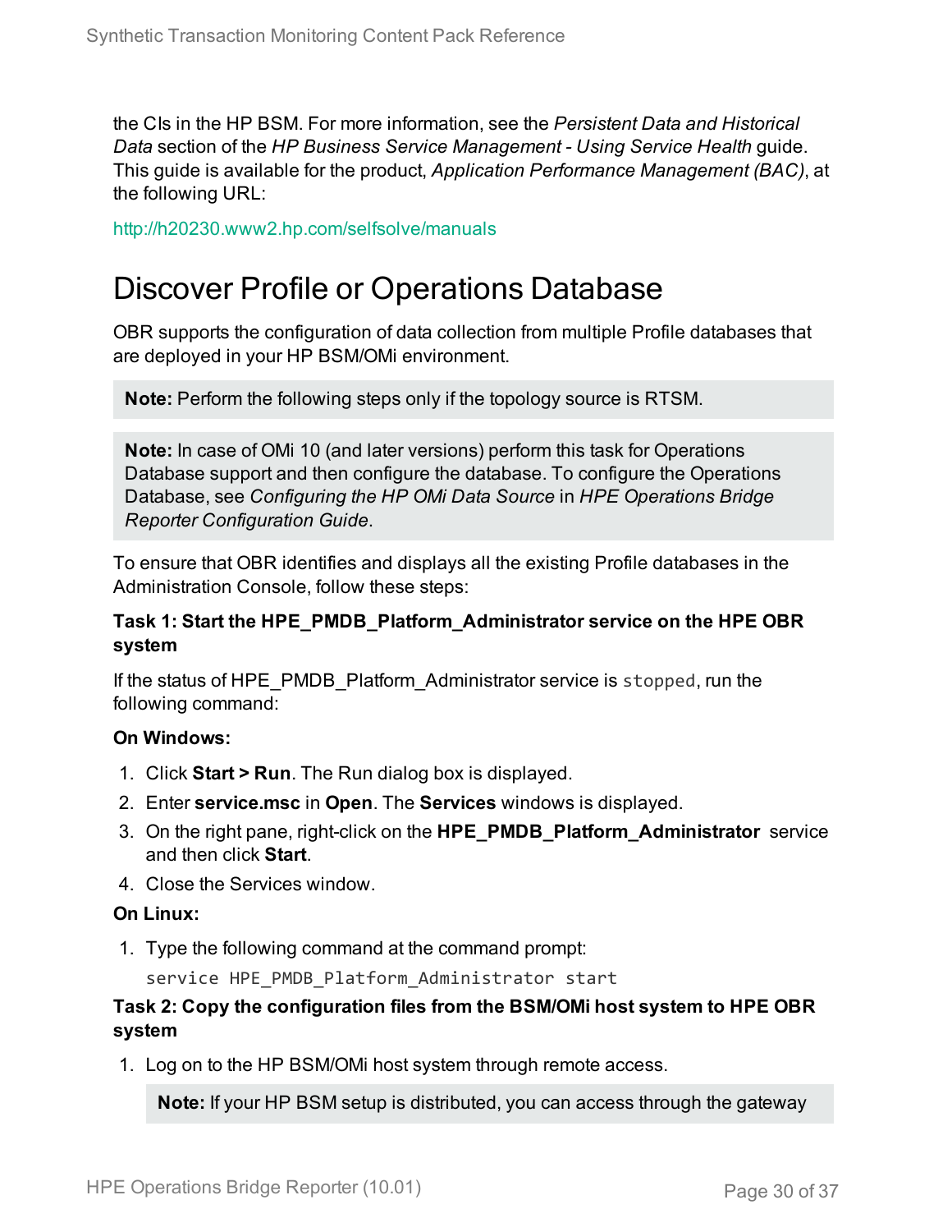the CIs in the HP BSM. For more information, see the *Persistent Data and Historical Data* section of the *HP Business Service Management - Using Service Health* guide. This guide is available for the product, *Application Performance Management (BAC)*, at the following URL:

http://h20230.www2.hp.com/selfsolve/manuals

# Discover Profile or Operations Database

OBR supports the configuration of data collection from multiple Profile databases that are deployed in your HP BSM/OMi environment.

> **Note:** Perform the following steps only if the topology source is RTSM.

> **Note:** In case of OMi 10 (and later versions) perform this task for Operations Database support and then configure the database. To configure the Operations Database, see *Configuring the HP OMi Data Source* in *HPE Operations Bridge Reporter Configuration Guide*.

To ensure that OBR identifies and displays all the existing Profile databases in the Administration Console, follow these steps:

**Task 1: Start the HPE_PMDB_Platform_Administrator service on the HPE OBR system**

If the status of HPE_PMDB_Platform_Administrator service is `stopped`, run the following command:

**On Windows:**

1. Click **Start > Run**. The Run dialog box is displayed.
2. Enter **service.msc** in **Open**. The **Services** windows is displayed.
3. On the right pane, right-click on the **HPE_PMDB_Platform_Administrator** service and then click **Start**.
4. Close the Services window.

**On Linux:**

1. Type the following command at the command prompt:

   ```
   service HPE_PMDB_Platform_Administrator start
   ```

**Task 2: Copy the configuration files from the BSM/OMi host system to HPE OBR system**

1. Log on to the HP BSM/OMi host system through remote access.

   > **Note:** If your HP BSM setup is distributed, you can access through the gateway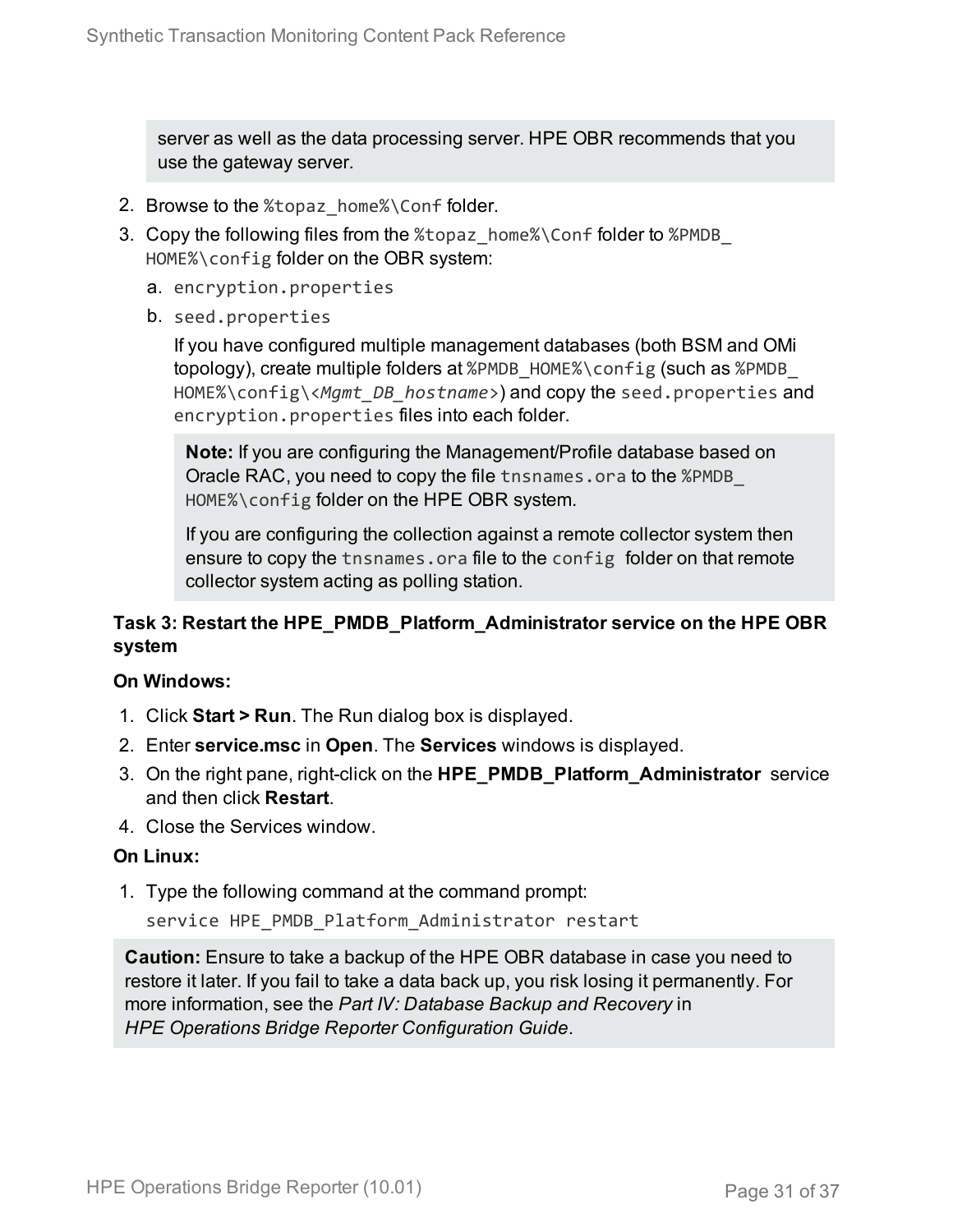server as well as the data processing server. HPE OBR recommends that you use the gateway server.

2. Browse to the `%topaz_home%\Conf` folder.
3. Copy the following files from the `%topaz_home%\Conf` folder to `%PMDB_HOME%\config` folder on the OBR system:
   a. `encryption.properties`
   b. `seed.properties`

      If you have configured multiple management databases (both BSM and OMi topology), create multiple folders at `%PMDB_HOME%\config` (such as `%PMDB_HOME%\config\<Mgmt_DB_hostname>`) and copy the `seed.properties` and `encryption.properties` files into each folder.

      **Note:** If you are configuring the Management/Profile database based on Oracle RAC, you need to copy the file `tnsnames.ora` to the `%PMDB_HOME%\config` folder on the HPE OBR system.

      If you are configuring the collection against a remote collector system then ensure to copy the `tnsnames.ora` file to the `config` folder on that remote collector system acting as polling station.

**Task 3: Restart the HPE_PMDB_Platform_Administrator service on the HPE OBR system**

**On Windows:**

1. Click **Start > Run**. The Run dialog box is displayed.
2. Enter **service.msc** in **Open**. The **Services** windows is displayed.
3. On the right pane, right-click on the **HPE_PMDB_Platform_Administrator** service and then click **Restart**.
4. Close the Services window.

**On Linux:**

1. Type the following command at the command prompt:

   ```
   service HPE_PMDB_Platform_Administrator restart
   ```

**Caution:** Ensure to take a backup of the HPE OBR database in case you need to restore it later. If you fail to take a data back up, you risk losing it permanently. For more information, see the *Part IV: Database Backup and Recovery* in *HPE Operations Bridge Reporter Configuration Guide*.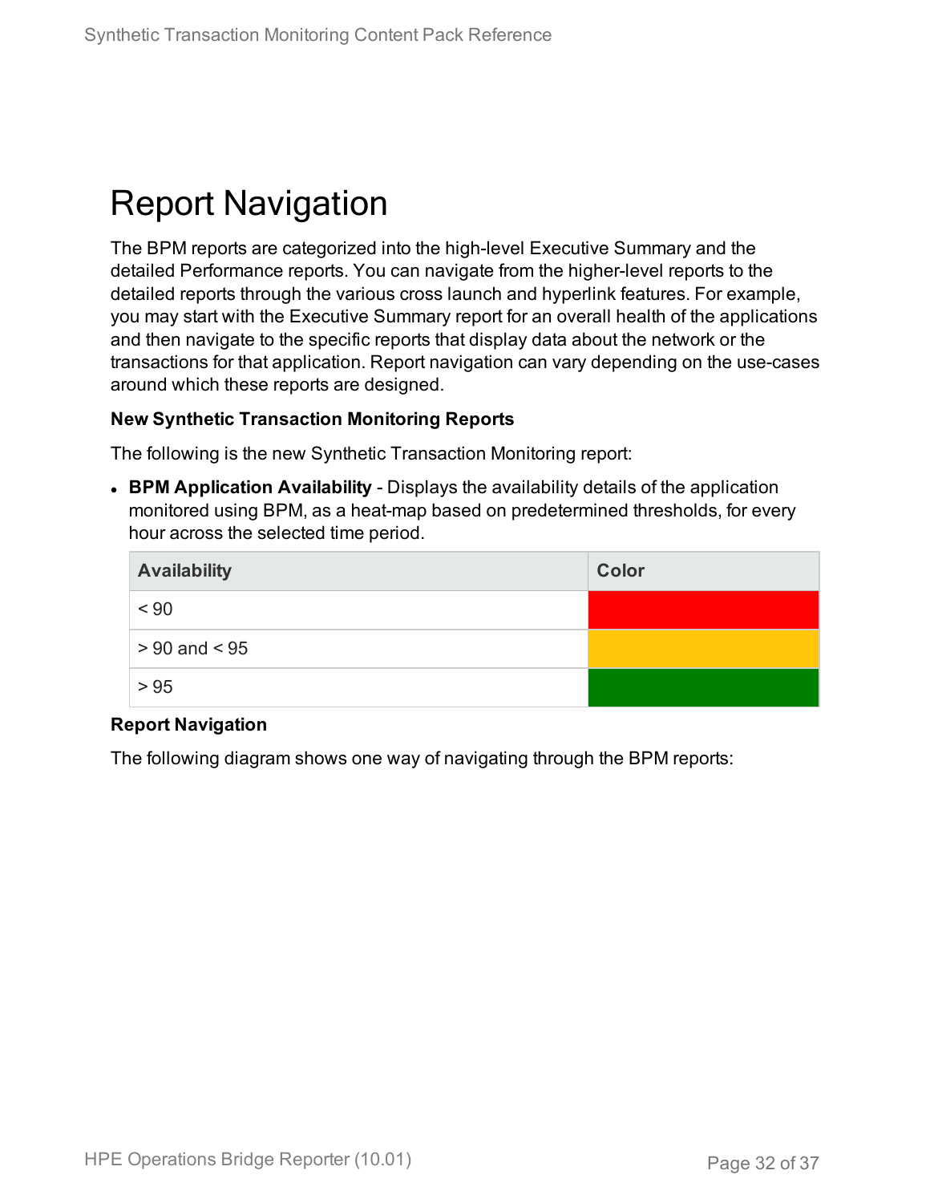# Report Navigation

The BPM reports are categorized into the high-level Executive Summary and the detailed Performance reports. You can navigate from the higher-level reports to the detailed reports through the various cross launch and hyperlink features. For example, you may start with the Executive Summary report for an overall health of the applications and then navigate to the specific reports that display data about the network or the transactions for that application. Report navigation can vary depending on the use-cases around which these reports are designed.

**New Synthetic Transaction Monitoring Reports**

The following is the new Synthetic Transaction Monitoring report:

- **BPM Application Availability** - Displays the availability details of the application monitored using BPM, as a heat-map based on predetermined thresholds, for every hour across the selected time period.

| Availability | Color |
| --- | --- |
| < 90 | Red |
| > 90 and < 95 | Amber |
| > 95 | Green |

**Report Navigation**

The following diagram shows one way of navigating through the BPM reports: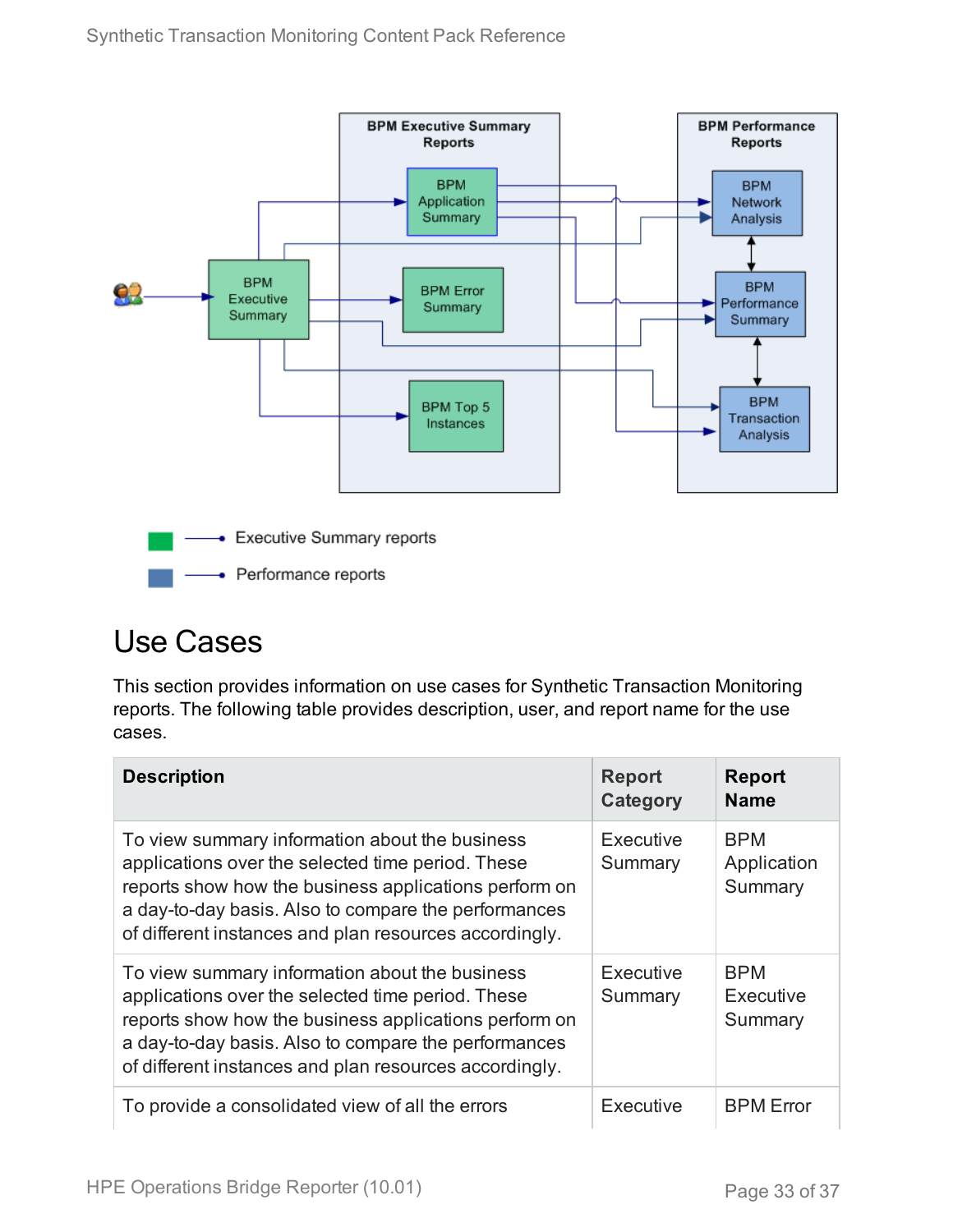BPM Executive Summary Reports

BPM Application Summary

BPM Executive Summary

BPM Error Summary

BPM Top 5 Instances

BPM Performance Reports

BPM Network Analysis

BPM Performance Summary

BPM Transaction Analysis

Executive Summary reports

Performance reports

# Use Cases

This section provides information on use cases for Synthetic Transaction Monitoring reports. The following table provides description, user, and report name for the use cases.

| Description | Report Category | Report Name |
| --- | --- | --- |
| To view summary information about the business applications over the selected time period. These reports show how the business applications perform on a day-to-day basis. Also to compare the performances of different instances and plan resources accordingly. | Executive Summary | BPM Application Summary |
| To view summary information about the business applications over the selected time period. These reports show how the business applications perform on a day-to-day basis. Also to compare the performances of different instances and plan resources accordingly. | Executive Summary | BPM Executive Summary |
| To provide a consolidated view of all the errors | Executive | BPM Error |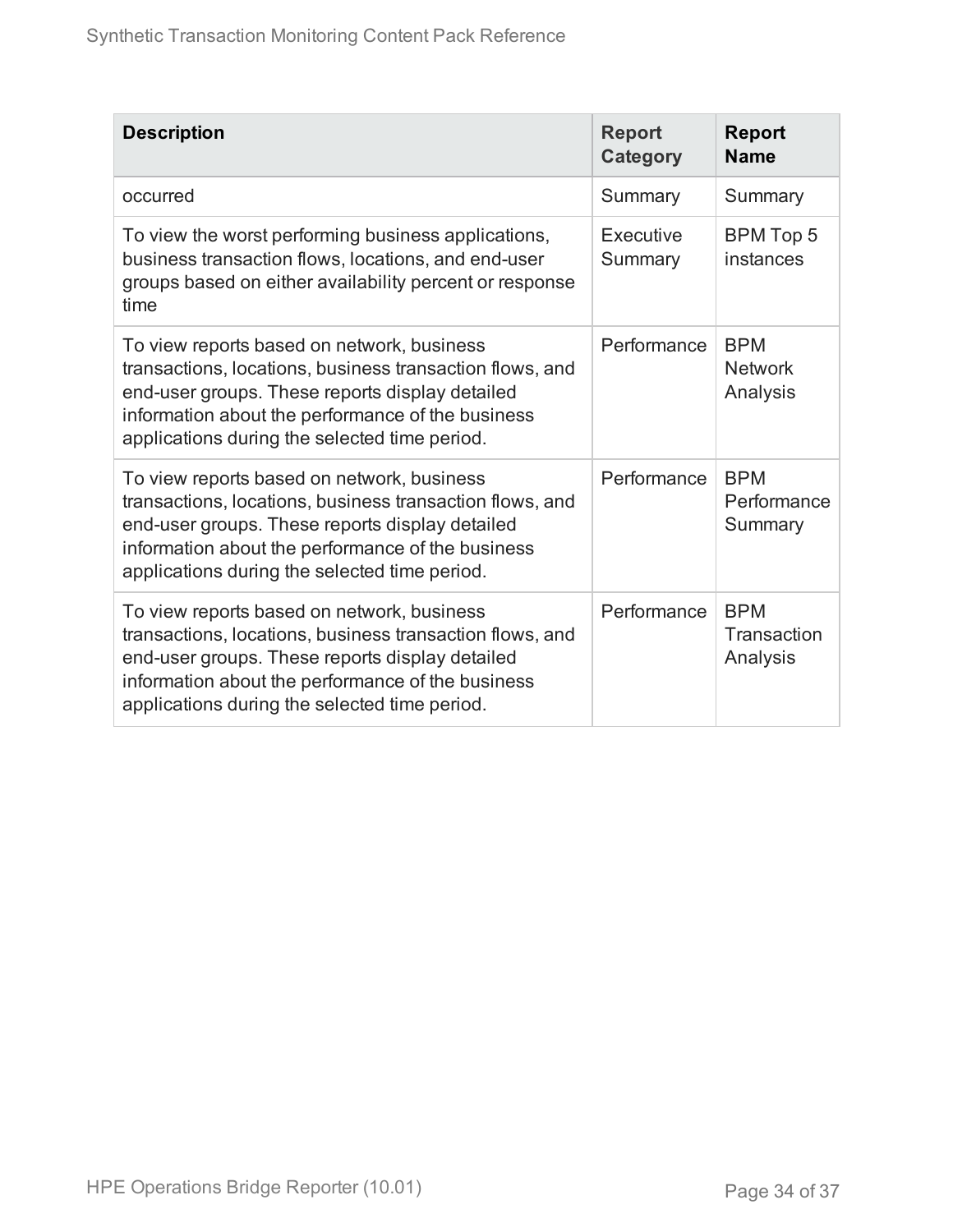| Description | Report Category | Report Name |
|---|---|---|
| occurred | Summary | Summary |
| To view the worst performing business applications, business transaction flows, locations, and end-user groups based on either availability percent or response time | Executive Summary | BPM Top 5 instances |
| To view reports based on network, business transactions, locations, business transaction flows, and end-user groups. These reports display detailed information about the performance of the business applications during the selected time period. | Performance | BPM Network Analysis |
| To view reports based on network, business transactions, locations, business transaction flows, and end-user groups. These reports display detailed information about the performance of the business applications during the selected time period. | Performance | BPM Performance Summary |
| To view reports based on network, business transactions, locations, business transaction flows, and end-user groups. These reports display detailed information about the performance of the business applications during the selected time period. | Performance | BPM Transaction Analysis |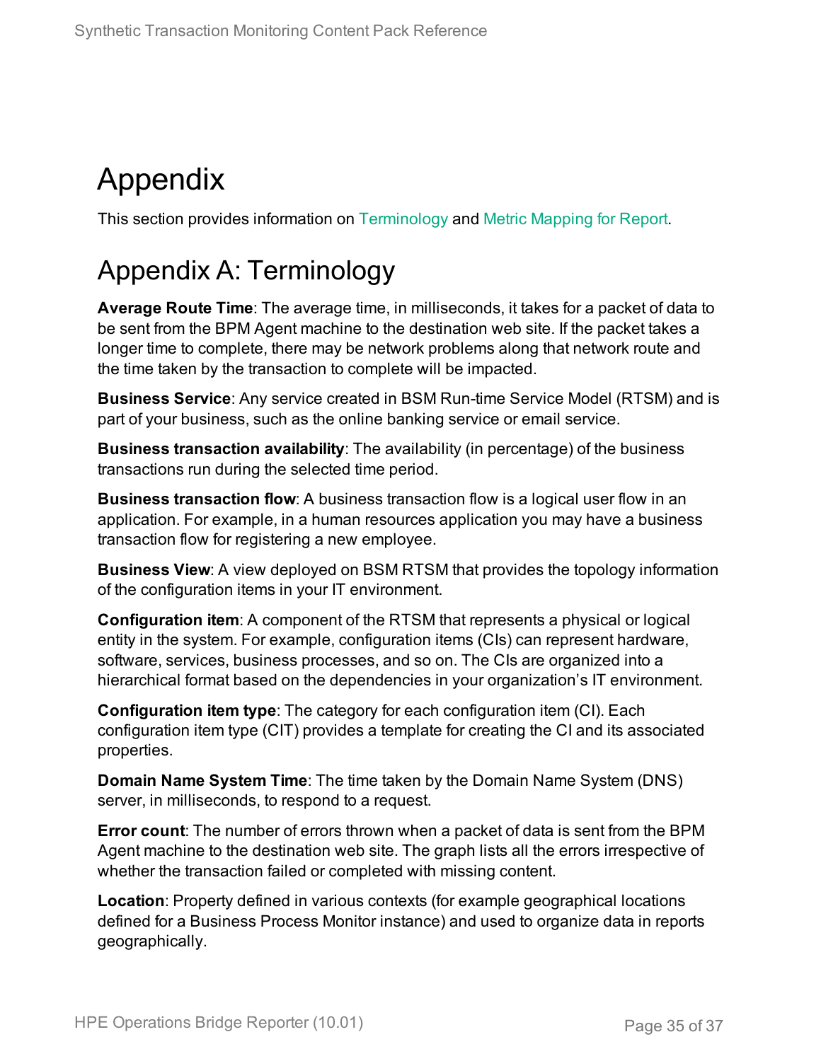# Appendix

This section provides information on Terminology and Metric Mapping for Report.

## Appendix A: Terminology

**Average Route Time**: The average time, in milliseconds, it takes for a packet of data to be sent from the BPM Agent machine to the destination web site. If the packet takes a longer time to complete, there may be network problems along that network route and the time taken by the transaction to complete will be impacted.

**Business Service**: Any service created in BSM Run-time Service Model (RTSM) and is part of your business, such as the online banking service or email service.

**Business transaction availability**: The availability (in percentage) of the business transactions run during the selected time period.

**Business transaction flow**: A business transaction flow is a logical user flow in an application. For example, in a human resources application you may have a business transaction flow for registering a new employee.

**Business View**: A view deployed on BSM RTSM that provides the topology information of the configuration items in your IT environment.

**Configuration item**: A component of the RTSM that represents a physical or logical entity in the system. For example, configuration items (CIs) can represent hardware, software, services, business processes, and so on. The CIs are organized into a hierarchical format based on the dependencies in your organization's IT environment.

**Configuration item type**: The category for each configuration item (CI). Each configuration item type (CIT) provides a template for creating the CI and its associated properties.

**Domain Name System Time**: The time taken by the Domain Name System (DNS) server, in milliseconds, to respond to a request.

**Error count**: The number of errors thrown when a packet of data is sent from the BPM Agent machine to the destination web site. The graph lists all the errors irrespective of whether the transaction failed or completed with missing content.

**Location**: Property defined in various contexts (for example geographical locations defined for a Business Process Monitor instance) and used to organize data in reports geographically.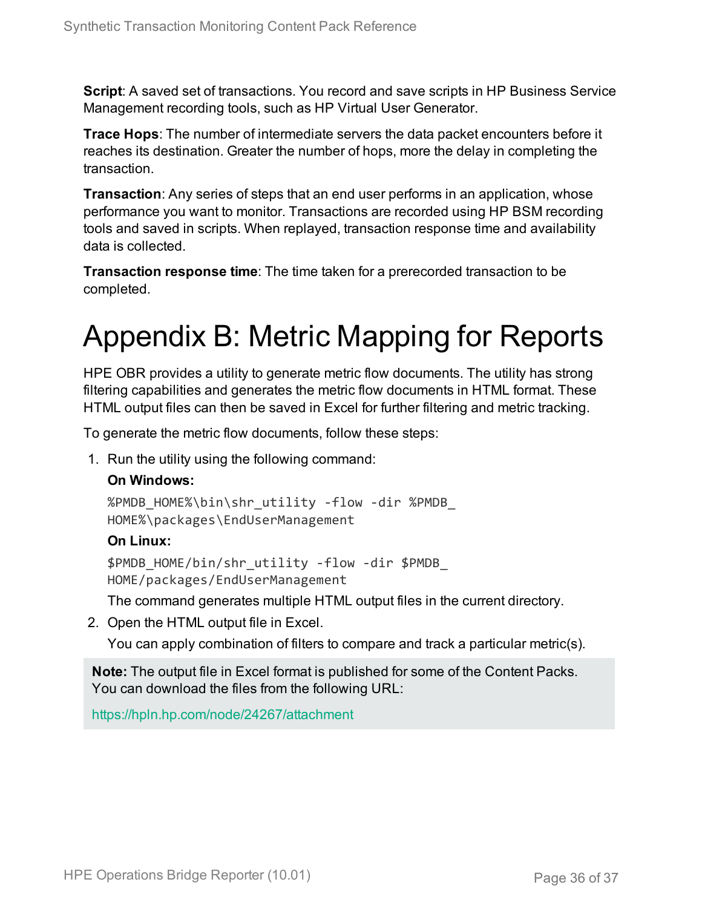**Script**: A saved set of transactions. You record and save scripts in HP Business Service Management recording tools, such as HP Virtual User Generator.

**Trace Hops**: The number of intermediate servers the data packet encounters before it reaches its destination. Greater the number of hops, more the delay in completing the transaction.

**Transaction**: Any series of steps that an end user performs in an application, whose performance you want to monitor. Transactions are recorded using HP BSM recording tools and saved in scripts. When replayed, transaction response time and availability data is collected.

**Transaction response time**: The time taken for a prerecorded transaction to be completed.

# Appendix B: Metric Mapping for Reports

HPE OBR provides a utility to generate metric flow documents. The utility has strong filtering capabilities and generates the metric flow documents in HTML format. These HTML output files can then be saved in Excel for further filtering and metric tracking.

To generate the metric flow documents, follow these steps:

1. Run the utility using the following command:

   **On Windows:**

   ```
   %PMDB_HOME%\bin\shr_utility -flow -dir %PMDB_HOME%\packages\EndUserManagement
   ```

   **On Linux:**

   ```
   $PMDB_HOME/bin/shr_utility -flow -dir $PMDB_HOME/packages/EndUserManagement
   ```

   The command generates multiple HTML output files in the current directory.

2. Open the HTML output file in Excel.

   You can apply combination of filters to compare and track a particular metric(s).

> **Note:** The output file in Excel format is published for some of the Content Packs. You can download the files from the following URL:
>
> https://hpln.hp.com/node/24267/attachment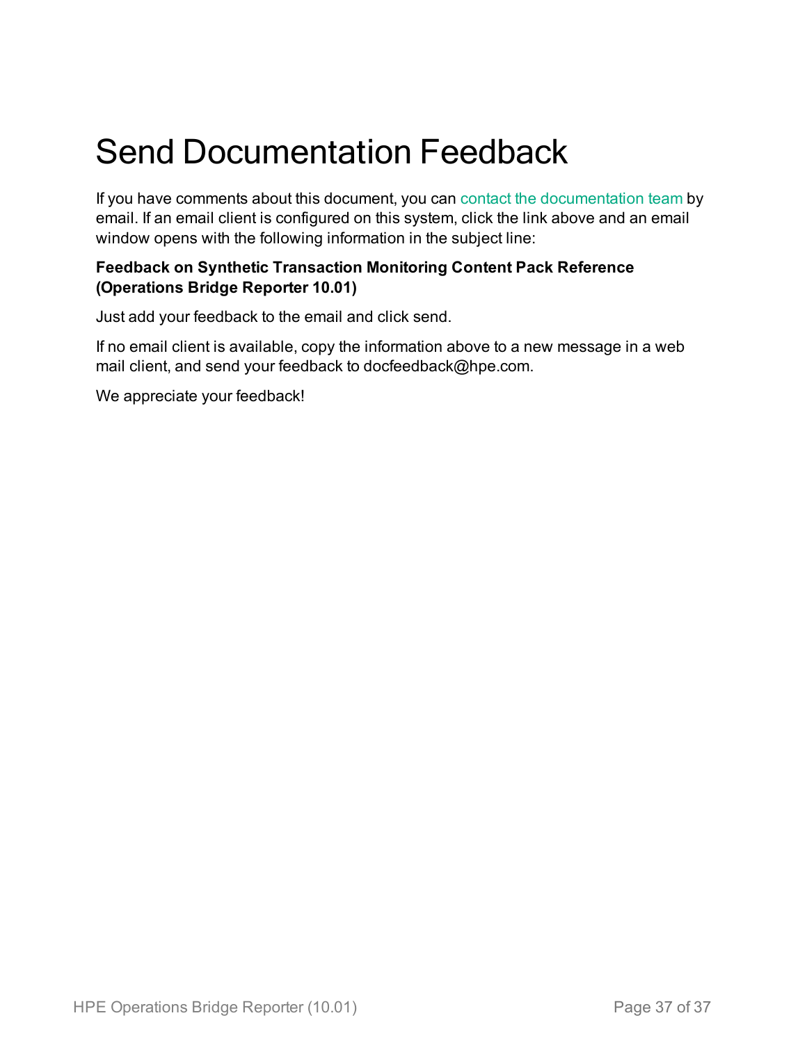# Send Documentation Feedback

If you have comments about this document, you can contact the documentation team by email. If an email client is configured on this system, click the link above and an email window opens with the following information in the subject line:

**Feedback on Synthetic Transaction Monitoring Content Pack Reference (Operations Bridge Reporter 10.01)**

Just add your feedback to the email and click send.

If no email client is available, copy the information above to a new message in a web mail client, and send your feedback to docfeedback@hpe.com.

We appreciate your feedback!